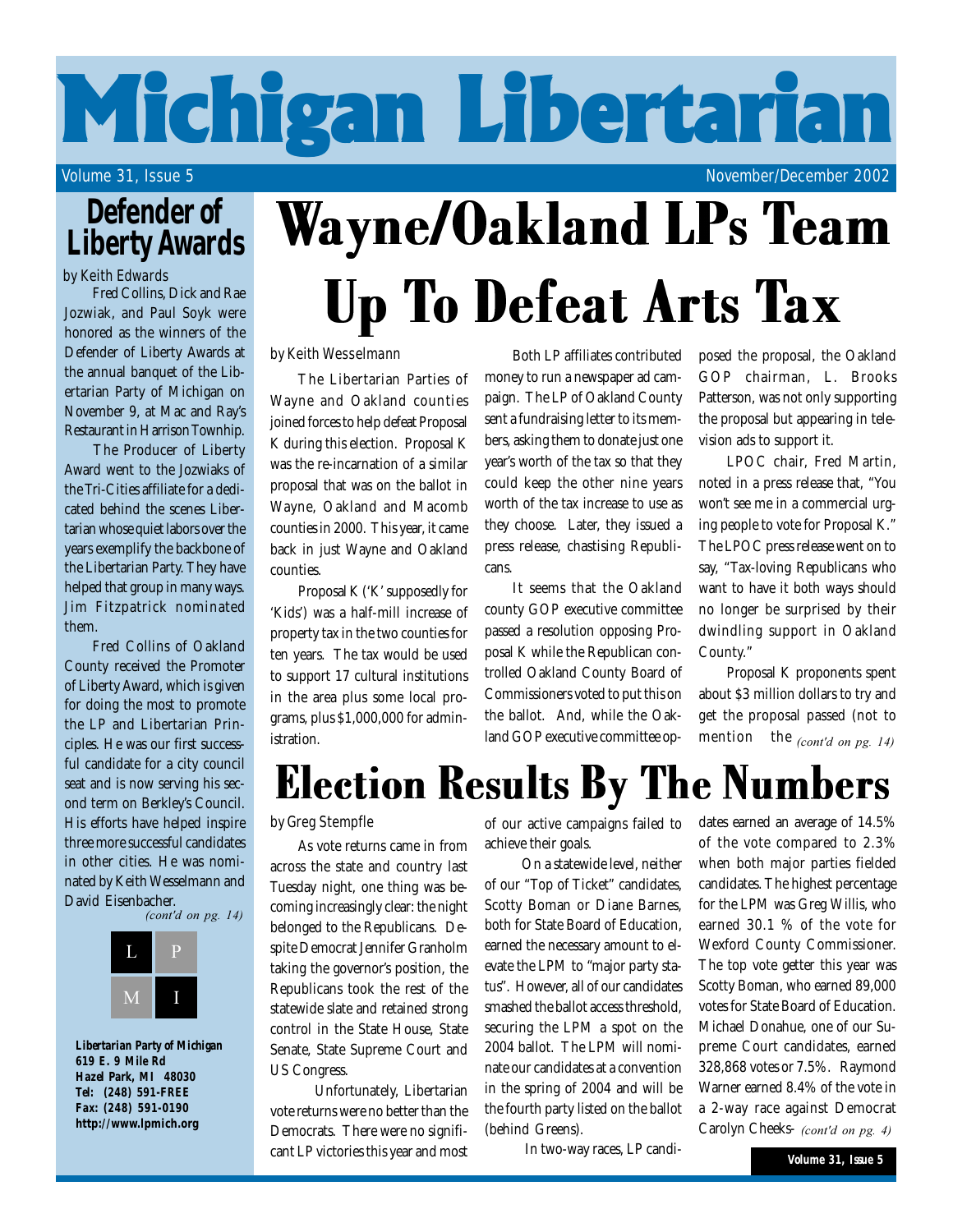# Michigan Libertarian

Volume 31, Issue 5 — November/December 2002

## Defender of Liberty Awards

*by Keith Edwards*

Fred Collins, Dick and Rae Jozwiak, and Paul Soyk were honored as the winners of the Defender of Liberty Awards at the annual banquet of the Libertarian Party of Michigan on November 9, at Mac and Ray's Restaurant in Harrison Townhip.

The Producer of Liberty Award went to the Jozwiaks of the Tri-Cities affiliate for a dedicated behind the scenes Libertarian whose quiet labors over the years exemplify the backbone of the Libertarian Party. They have helped that group in many ways. Jim Fitzpatrick nominated them.

Fred Collins of Oakland County received the Promoter of Liberty Award, which is given for doing the most to promote the LP and Libertarian Principles. He was our first successful candidate for a city council seat and is now serving his second term on Berkley's Council. His efforts have helped inspire three more successful candidates in other cities. He was nominated by Keith Wesselmann and David Eisenbacher.

*(cont'd on pg. 14)*

L P M I

**Libertarian Party of Michigan**
**619 E. 9 Mile Rd**
**Hazel Park, MI 48030**
**Tel: (248) 591-FREE**
**Fax: (248) 591-0190**
**http://www.lpmich.org**

# Wayne/Oakland LPs Team Up To Defeat Arts Tax

*by Keith Wesselmann*

The Libertarian Parties of Wayne and Oakland counties joined forces to help defeat Proposal K during this election. Proposal K was the re-incarnation of a similar proposal that was on the ballot in Wayne, Oakland and Macomb counties in 2000. This year, it came back in just Wayne and Oakland counties.

Proposal K ('K' supposedly for 'Kids') was a half-mill increase of property tax in the two counties for ten years. The tax would be used to support 17 cultural institutions in the area plus some local programs, plus $1,000,000 for administration.

Both LP affiliates contributed money to run a newspaper ad campaign. The LP of Oakland County sent a fundraising letter to its members, asking them to donate just one year's worth of the tax so that they could keep the other nine years worth of the tax increase to use as they choose. Later, they issued a press release, chastising Republicans.

It seems that the Oakland county GOP executive committee passed a resolution opposing Proposal K while the Republican controlled Oakland County Board of Commissioners voted to put this on the ballot. And, while the Oakland GOP executive committee opposed the proposal, the Oakland GOP chairman, L. Brooks Patterson, was not only supporting the proposal but appearing in television ads to support it.

LPOC chair, Fred Martin, noted in a press release that, "You won't see me in a commercial urging people to vote for Proposal K." The LPOC press release went on to say, "Tax-loving Republicans who want to have it both ways should no longer be surprised by their dwindling support in Oakland County."

Proposal K proponents spent about $3 million dollars to try and get the proposal passed (not to mention the *(cont'd on pg. 14)*

# Election Results By The Numbers

*by Greg Stempfle*

As vote returns came in from across the state and country last Tuesday night, one thing was becoming increasingly clear: the night belonged to the Republicans. Despite Democrat Jennifer Granholm taking the governor's position, the Republicans took the rest of the statewide slate and retained strong control in the State House, State Senate, State Supreme Court and US Congress.

Unfortunately, Libertarian vote returns were no better than the Democrats. There were no significant LP victories this year and most of our active campaigns failed to achieve their goals.

On a statewide level, neither of our "Top of Ticket" candidates, Scotty Boman or Diane Barnes, both for State Board of Education, earned the necessary amount to elevate the LPM to "major party status". However, all of our candidates smashed the ballot access threshold, securing the LPM a spot on the 2004 ballot. The LPM will nominate our candidates at a convention in the spring of 2004 and will be the fourth party listed on the ballot (behind Greens).

In two-way races, LP candidates earned an average of 14.5% of the vote compared to 2.3% when both major parties fielded candidates. The highest percentage for the LPM was Greg Willis, who earned 30.1 % of the vote for Wexford County Commissioner. The top vote getter this year was Scotty Boman, who earned 89,000 votes for State Board of Education. Michael Donahue, one of our Supreme Court candidates, earned 328,868 votes or 7.5%. Raymond Warner earned 8.4% of the vote in a 2-way race against Democrat Carolyn Cheeks- *(cont'd on pg. 4)*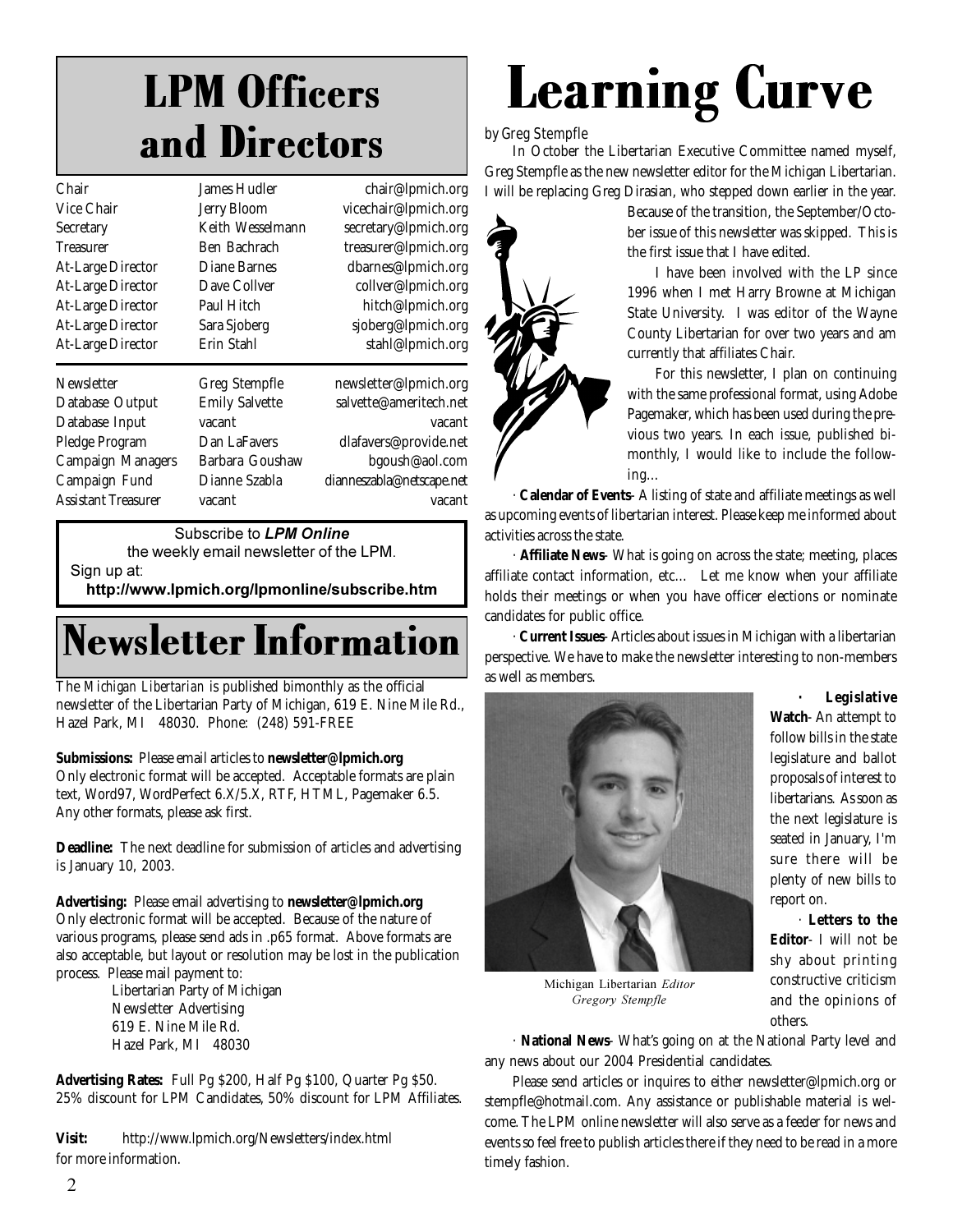# LPM Officers and Directors

| | | |
|---|---|---|
| Chair | James Hudler | chair@lpmich.org |
| Vice Chair | Jerry Bloom | vicechair@lpmich.org |
| Secretary | Keith Wesselmann | secretary@lpmich.org |
| Treasurer | Ben Bachrach | treasurer@lpmich.org |
| At-Large Director | Diane Barnes | dbarnes@lpmich.org |
| At-Large Director | Dave Collver | collver@lpmich.org |
| At-Large Director | Paul Hitch | hitch@lpmich.org |
| At-Large Director | Sara Sjoberg | sjoberg@lpmich.org |
| At-Large Director | Erin Stahl | stahl@lpmich.org |

| | | |
|---|---|---|
| Newsletter | Greg Stempfle | newsletter@lpmich.org |
| Database Output | Emily Salvette | salvette@ameritech.net |
| Database Input | vacant | vacant |
| Pledge Program | Dan LaFavers | dlafavers@provide.net |
| Campaign Managers | Barbara Goushaw | bgoush@aol.com |
| Campaign Fund | Dianne Szabla | dianneszabla@netscape.net |
| Assistant Treasurer | vacant | vacant |

Subscribe to ***LPM Online*** the weekly email newsletter of the LPM. Sign up at:
**http://www.lpmich.org/lpmonline/subscribe.htm**

# Newsletter Information

The *Michigan Libertarian* is published bimonthly as the official newsletter of the Libertarian Party of Michigan, 619 E. Nine Mile Rd., Hazel Park, MI 48030. Phone: (248) 591-FREE

**Submissions:** Please email articles to **newsletter@lpmich.org**
Only electronic format will be accepted. Acceptable formats are plain text, Word97, WordPerfect 6.X/5.X, RTF, HTML, Pagemaker 6.5. Any other formats, please ask first.

**Deadline:** The next deadline for submission of articles and advertising is January 10, 2003.

**Advertising:** Please email advertising to **newsletter@lpmich.org**
Only electronic format will be accepted. Because of the nature of various programs, please send ads in .p65 format. Above formats are also acceptable, but layout or resolution may be lost in the publication process. Please mail payment to:

Libertarian Party of Michigan
Newsletter Advertising
619 E. Nine Mile Rd.
Hazel Park, MI 48030

**Advertising Rates:** Full Pg $200, Half Pg $100, Quarter Pg $50. 25% discount for LPM Candidates, 50% discount for LPM Affiliates.

**Visit:** http://www.lpmich.org/Newsletters/index.html for more information.

# Learning Curve

by Greg Stempfle

In October the Libertarian Executive Committee named myself, Greg Stempfle as the new newsletter editor for the Michigan Libertarian. I will be replacing Greg Dirasian, who stepped down earlier in the year.

Because of the transition, the September/October issue of this newsletter was skipped. This is the first issue that I have edited.

I have been involved with the LP since 1996 when I met Harry Browne at Michigan State University. I was editor of the Wayne County Libertarian for over two years and am currently that affiliates Chair.

For this newsletter, I plan on continuing with the same professional format, using Adobe Pagemaker, which has been used during the previous two years. In each issue, published bimonthly, I would like to include the following…

· **Calendar of Events**- A listing of state and affiliate meetings as well as upcoming events of libertarian interest. Please keep me informed about activities across the state.

· **Affiliate News**- What is going on across the state; meeting, places affiliate contact information, etc… Let me know when your affiliate holds their meetings or when you have officer elections or nominate candidates for public office.

· **Current Issues**- Articles about issues in Michigan with a libertarian perspective. We have to make the newsletter interesting to non-members as well as members.

Michigan Libertarian *Editor Gregory Stempfle*

· **Legislative Watch**- An attempt to follow bills in the state legislature and ballot proposals of interest to libertarians. As soon as the next legislature is seated in January, I'm sure there will be plenty of new bills to report on.

· **Letters to the Editor**- I will not be shy about printing constructive criticism and the opinions of others.

· **National News**- What's going on at the National Party level and any news about our 2004 Presidential candidates.

Please send articles or inquires to either newsletter@lpmich.org or stempfle@hotmail.com. Any assistance or publishable material is welcome. The LPM online newsletter will also serve as a feeder for news and events so feel free to publish articles there if they need to be read in a more timely fashion.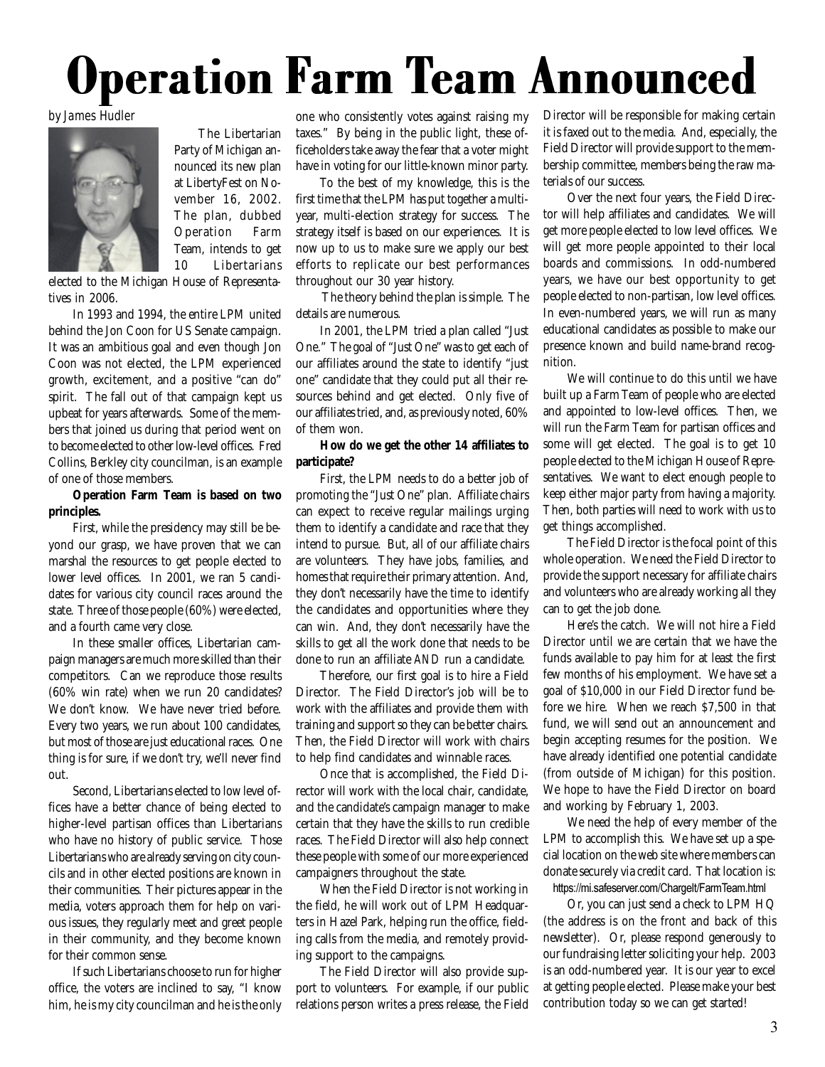# Operation Farm Team Announced

*by James Hudler*

The Libertarian Party of Michigan announced its new plan at LibertyFest on November 16, 2002. The plan, dubbed Operation Farm Team, intends to get 10 Libertarians elected to the Michigan House of Representatives in 2006.

In 1993 and 1994, the entire LPM united behind the Jon Coon for US Senate campaign. It was an ambitious goal and even though Jon Coon was not elected, the LPM experienced growth, excitement, and a positive "can do" spirit. The fall out of that campaign kept us upbeat for years afterwards. Some of the members that joined us during that period went on to become elected to other low-level offices. Fred Collins, Berkley city councilman, is an example of one of those members.

**Operation Farm Team is based on two principles.**

First, while the presidency may still be beyond our grasp, we have proven that we can marshal the resources to get people elected to lower level offices. In 2001, we ran 5 candidates for various city council races around the state. Three of those people (60%) were elected, and a fourth came very close.

In these smaller offices, Libertarian campaign managers are much more skilled than their competitors. Can we reproduce those results (60% win rate) when we run 20 candidates? We don't know. We have never tried before. Every two years, we run about 100 candidates, but most of those are just educational races. One thing is for sure, if we don't try, we'll never find out.

Second, Libertarians elected to low level offices have a better chance of being elected to higher-level partisan offices than Libertarians who have no history of public service. Those Libertarians who are already serving on city councils and in other elected positions are known in their communities. Their pictures appear in the media, voters approach them for help on various issues, they regularly meet and greet people in their community, and they become known for their common sense.

If such Libertarians choose to run for higher office, the voters are inclined to say, "I know him, he is my city councilman and he is the only one who consistently votes against raising my taxes." By being in the public light, these officeholders take away the fear that a voter might have in voting for our little-known minor party.

To the best of my knowledge, this is the first time that the LPM has put together a multi-year, multi-election strategy for success. The strategy itself is based on our experiences. It is now up to us to make sure we apply our best efforts to replicate our best performances throughout our 30 year history.

The theory behind the plan is simple. The details are numerous.

In 2001, the LPM tried a plan called "Just One." The goal of "Just One" was to get each of our affiliates around the state to identify "just one" candidate that they could put all their resources behind and get elected. Only five of our affiliates tried, and, as previously noted, 60% of them won.

**How do we get the other 14 affiliates to participate?**

First, the LPM needs to do a better job of promoting the "Just One" plan. Affiliate chairs can expect to receive regular mailings urging them to identify a candidate and race that they intend to pursue. But, all of our affiliate chairs are volunteers. They have jobs, families, and homes that require their primary attention. And, they don't necessarily have the time to identify the candidates and opportunities where they can win. And, they don't necessarily have the skills to get all the work done that needs to be done to run an affiliate AND run a candidate.

Therefore, our first goal is to hire a Field Director. The Field Director's job will be to work with the affiliates and provide them with training and support so they can be better chairs. Then, the Field Director will work with chairs to help find candidates and winnable races.

Once that is accomplished, the Field Director will work with the local chair, candidate, and the candidate's campaign manager to make certain that they have the skills to run credible races. The Field Director will also help connect these people with some of our more experienced campaigners throughout the state.

When the Field Director is not working in the field, he will work out of LPM Headquarters in Hazel Park, helping run the office, fielding calls from the media, and remotely providing support to the campaigns.

The Field Director will also provide support to volunteers. For example, if our public relations person writes a press release, the Field Director will be responsible for making certain it is faxed out to the media. And, especially, the Field Director will provide support to the membership committee, members being the raw materials of our success.

Over the next four years, the Field Director will help affiliates and candidates. We will get more people elected to low level offices. We will get more people appointed to their local boards and commissions. In odd-numbered years, we have our best opportunity to get people elected to non-partisan, low level offices. In even-numbered years, we will run as many educational candidates as possible to make our presence known and build name-brand recognition.

We will continue to do this until we have built up a Farm Team of people who are elected and appointed to low-level offices. Then, we will run the Farm Team for partisan offices and some will get elected. The goal is to get 10 people elected to the Michigan House of Representatives. We want to elect enough people to keep either major party from having a majority. Then, both parties will need to work with us to get things accomplished.

The Field Director is the focal point of this whole operation. We need the Field Director to provide the support necessary for affiliate chairs and volunteers who are already working all they can to get the job done.

Here's the catch. We will not hire a Field Director until we are certain that we have the funds available to pay him for at least the first few months of his employment. We have set a goal of $10,000 in our Field Director fund before we hire. When we reach $7,500 in that fund, we will send out an announcement and begin accepting resumes for the position. We have already identified one potential candidate (from outside of Michigan) for this position. We hope to have the Field Director on board and working by February 1, 2003.

We need the help of every member of the LPM to accomplish this. We have set up a special location on the web site where members can donate securely via credit card. That location is: https://mi.safeserver.com/ChargeIt/FarmTeam.html

Or, you can just send a check to LPM HQ (the address is on the front and back of this newsletter). Or, please respond generously to our fundraising letter soliciting your help. 2003 is an odd-numbered year. It is our year to excel at getting people elected. Please make your best contribution today so we can get started!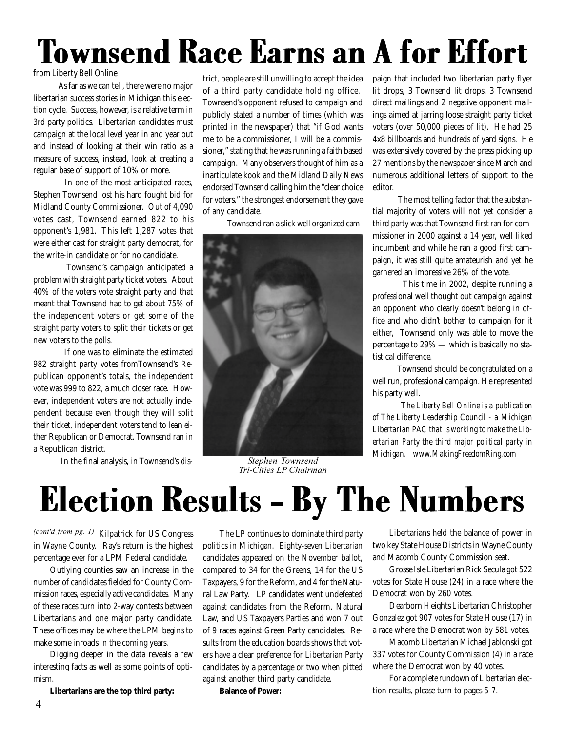# Townsend Race Earns an A for Effort

*from Liberty Bell Online*

As far as we can tell, there were no major libertarian success stories in Michigan this election cycle. Success, however, is a relative term in 3rd party politics. Libertarian candidates must campaign at the local level year in and year out and instead of looking at their win ratio as a measure of success, instead, look at creating a regular base of support of 10% or more.

In one of the most anticipated races, Stephen Townsend lost his hard fought bid for Midland County Commissioner. Out of 4,090 votes cast, Townsend earned 822 to his opponent's 1,981. This left 1,287 votes that were either cast for straight party democrat, for the write-in candidate or for no candidate.

Townsend's campaign anticipated a problem with straight party ticket voters. About 40% of the voters vote straight party and that meant that Townsend had to get about 75% of the independent voters or get some of the straight party voters to split their tickets or get new voters to the polls.

If one was to eliminate the estimated 982 straight party votes fromTownsend's Republican opponent's totals, the independent vote was 999 to 822, a much closer race. However, independent voters are not actually independent because even though they will split their ticket, independent voters tend to lean either Republican or Democrat. Townsend ran in a Republican district.

In the final analysis, in Townsend's district, people are still unwilling to accept the idea of a third party candidate holding office. Townsend's opponent refused to campaign and publicly stated a number of times (which was printed in the newspaper) that "if God wants me to be a commissioner, I will be a commissioner," stating that he was running a faith based campaign. Many observers thought of him as a inarticulate kook and the Midland Daily News endorsed Townsend calling him the "clear choice for voters," the strongest endorsement they gave of any candidate.

Townsend ran a slick well organized campaign that included two libertarian party flyer lit drops, 3 Townsend lit drops, 3 Townsend direct mailings and 2 negative opponent mailings aimed at jarring loose straight party ticket voters (over 50,000 pieces of lit). He had 25 4x8 billboards and hundreds of yard signs. He was extensively covered by the press picking up 27 mentions by the newspaper since March and numerous additional letters of support to the editor.

*Stephen Townsend*
*Tri-Cities LP Chairman*

The most telling factor that the substantial majority of voters will not yet consider a third party was that Townsend first ran for commissioner in 2000 against a 14 year, well liked incumbent and while he ran a good first campaign, it was still quite amateurish and yet he garnered an impressive 26% of the vote.

This time in 2002, despite running a professional well thought out campaign against an opponent who clearly doesn't belong in office and who didn't bother to campaign for it either, Townsend only was able to move the percentage to 29% — which is basically no statistical difference.

Townsend should be congratulated on a well run, professional campaign. He represented his party well.

*The Liberty Bell Online is a publication of The Liberty Leadership Council - a Michigan Libertarian PAC that is working to make the Libertarian Party the third major political party in Michigan. www.MakingFreedomRing.com*

# Election Results – By The Numbers

*(cont'd from pg. 1)* Kilpatrick for US Congress in Wayne County. Ray's return is the highest percentage ever for a LPM Federal candidate.

Outlying counties saw an increase in the number of candidates fielded for County Commission races, especially active candidates. Many of these races turn into 2-way contests between Libertarians and one major party candidate. These offices may be where the LPM begins to make some inroads in the coming years.

Digging deeper in the data reveals a few interesting facts as well as some points of optimism.

**Libertarians are the top third party:**

The LP continues to dominate third party politics in Michigan. Eighty-seven Libertarian candidates appeared on the November ballot, compared to 34 for the Greens, 14 for the US Taxpayers, 9 for the Reform, and 4 for the Natural Law Party. LP candidates went undefeated against candidates from the Reform, Natural Law, and US Taxpayers Parties and won 7 out of 9 races against Green Party candidates. Results from the education boards shows that voters have a clear preference for Libertarian Party candidates by a percentage or two when pitted against another third party candidate.

**Balance of Power:**

Libertarians held the balance of power in two key State House Districts in Wayne County and Macomb County Commission seat.

Grosse Isle Libertarian Rick Secula got 522 votes for State House (24) in a race where the Democrat won by 260 votes.

Dearborn Heights Libertarian Christopher Gonzalez got 907 votes for State House (17) in a race where the Democrat won by 581 votes.

Macomb Libertarian Michael Jablonski got 337 votes for County Commission (4) in a race where the Democrat won by 40 votes.

For a complete rundown of Libertarian election results, please turn to pages 5-7.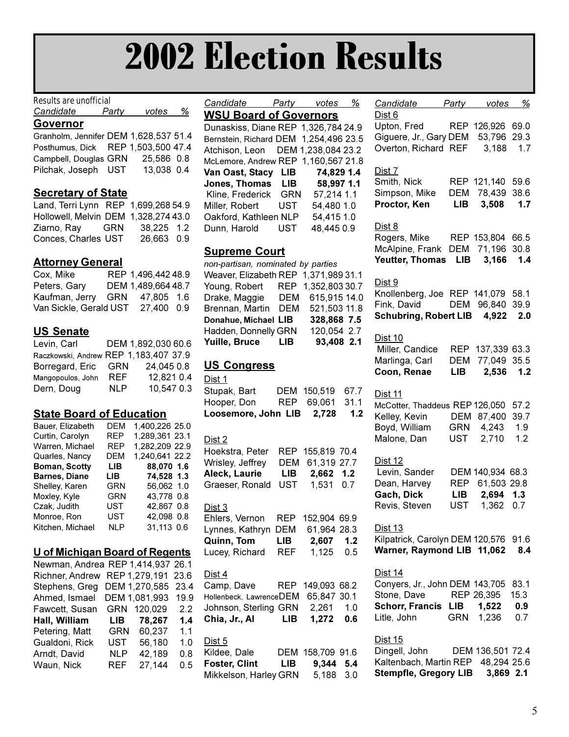# 2002 Election Results

Results are unofficial

## Governor

| Candidate | Party | votes | % |
|---|---|---|---|
| Granholm, Jennifer | DEM | 1,628,537 | 51.4 |
| Posthumus, Dick | REP | 1,503,500 | 47.4 |
| Campbell, Douglas | GRN | 25,586 | 0.8 |
| Pilchak, Joseph | UST | 13,038 | 0.4 |

## Secretary of State

| Candidate | Party | votes | % |
|---|---|---|---|
| Land, Terri Lynn | REP | 1,699,268 | 54.9 |
| Hollowell, Melvin | DEM | 1,328,274 | 43.0 |
| Ziarno, Ray | GRN | 38,225 | 1.2 |
| Conces, Charles | UST | 26,663 | 0.9 |

## Attorney General

| Candidate | Party | votes | % |
|---|---|---|---|
| Cox, Mike | REP | 1,496,442 | 48.9 |
| Peters, Gary | DEM | 1,489,664 | 48.7 |
| Kaufman, Jerry | GRN | 47,805 | 1.6 |
| Van Sickle, Gerald | UST | 27,400 | 0.9 |

## US Senate

| Candidate | Party | votes | % |
|---|---|---|---|
| Levin, Carl | DEM | 1,892,030 | 60.6 |
| Raczkowski, Andrew | REP | 1,183,407 | 37.9 |
| Borregard, Eric | GRN | 24,045 | 0.8 |
| Mangopoulos, John | REF | 12,821 | 0.4 |
| Dern, Doug | NLP | 10,547 | 0.3 |

## State Board of Education

| Candidate | Party | votes | % |
|---|---|---|---|
| Bauer, Elizabeth | DEM | 1,400,226 | 25.0 |
| Curtin, Carolyn | REP | 1,289,361 | 23.1 |
| Warren, Michael | REP | 1,282,209 | 22.9 |
| Quarles, Nancy | DEM | 1,240,641 | 22.2 |
| **Boman, Scotty** | **LIB** | **88,070** | **1.6** |
| **Barnes, Diane** | **LIB** | **74,528** | **1.3** |
| Shelley, Karen | GRN | 56,062 | 1.0 |
| Moxley, Kyle | GRN | 43,778 | 0.8 |
| Czak, Judith | UST | 42,867 | 0.8 |
| Monroe, Ron | UST | 42,098 | 0.8 |
| Kitchen, Michael | NLP | 31,113 | 0.6 |

## U of Michigan Board of Regents

| Candidate | Party | votes | % |
|---|---|---|---|
| Newman, Andrea | REP | 1,414,937 | 26.1 |
| Richner, Andrew | REP | 1,279,191 | 23.6 |
| Stephens, Greg | DEM | 1,270,585 | 23.4 |
| Ahmed, Ismael | DEM | 1,081,993 | 19.9 |
| Fawcett, Susan | GRN | 120,029 | 2.2 |
| **Hall, William** | **LIB** | **78,267** | **1.4** |
| Petering, Matt | GRN | 60,237 | 1.1 |
| Gualdoni, Rick | UST | 56,180 | 1.0 |
| Arndt, David | NLP | 42,189 | 0.8 |
| Waun, Nick | REF | 27,144 | 0.5 |

## WSU Board of Governors

| Candidate | Party | votes | % |
|---|---|---|---|
| Dunaskiss, Diane | REP | 1,326,784 | 24.9 |
| Bernstein, Richard | DEM | 1,254,496 | 23.5 |
| Atchison, Leon | DEM | 1,238,084 | 23.2 |
| McLemore, Andrew | REP | 1,160,567 | 21.8 |
| **Van Oast, Stacy** | **LIB** | **74,829** | **1.4** |
| **Jones, Thomas** | **LIB** | **58,997** | **1.1** |
| Kline, Frederick | GRN | 57,214 | 1.1 |
| Miller, Robert | UST | 54,480 | 1.0 |
| Oakford, Kathleen | NLP | 54,415 | 1.0 |
| Dunn, Harold | UST | 48,445 | 0.9 |

## Supreme Court

*non-partisan, nominated by parties*

| Candidate | Party | votes | % |
|---|---|---|---|
| Weaver, Elizabeth | REP | 1,371,989 | 31.1 |
| Young, Robert | REP | 1,352,803 | 30.7 |
| Drake, Maggie | DEM | 615,915 | 14.0 |
| Brennan, Martin | DEM | 521,503 | 11.8 |
| **Donahue, Michael** | **LIB** | **328,868** | **7.5** |
| Hadden, Donnelly | GRN | 120,054 | 2.7 |
| **Yuille, Bruce** | **LIB** | **93,408** | **2.1** |

## US Congress

| Candidate | Party | votes | % |
|---|---|---|---|
| Dist 1 | | | |
| Stupak, Bart | DEM | 150,519 | 67.7 |
| Hooper, Don | REP | 69,061 | 31.1 |
| **Loosemore, John** | **LIB** | **2,728** | **1.2** |
| Dist 2 | | | |
| Hoekstra, Peter | REP | 155,819 | 70.4 |
| Wrisley, Jeffrey | DEM | 61,319 | 27.7 |
| **Aleck, Laurie** | **LIB** | **2,662** | **1.2** |
| Graeser, Ronald | UST | 1,531 | 0.7 |
| Dist 3 | | | |
| Ehlers, Vernon | REP | 152,904 | 69.9 |
| Lynnes, Kathryn | DEM | 61,964 | 28.3 |
| **Quinn, Tom** | **LIB** | **2,607** | **1.2** |
| Lucey, Richard | REF | 1,125 | 0.5 |
| Dist 4 | | | |
| Camp, Dave | REP | 149,093 | 68.2 |
| Hollenbeck, Lawrence | DEM | 65,847 | 30.1 |
| Johnson, Sterling | GRN | 2,261 | 1.0 |
| **Chia, Jr., Al** | **LIB** | **1,272** | **0.6** |
| Dist 5 | | | |
| Kildee, Dale | DEM | 158,709 | 91.6 |
| **Foster, Clint** | **LIB** | **9,344** | **5.4** |
| Mikkelson, Harley | GRN | 5,188 | 3.0 |
| Dist 6 | | | |
| Upton, Fred | REP | 126,926 | 69.0 |
| Giguere, Jr., Gary | DEM | 53,796 | 29.3 |
| Overton, Richard | REF | 3,188 | 1.7 |
| Dist 7 | | | |
| Smith, Nick | REP | 121,140 | 59.6 |
| Simpson, Mike | DEM | 78,439 | 38.6 |
| **Proctor, Ken** | **LIB** | **3,508** | **1.7** |
| Dist 8 | | | |
| Rogers, Mike | REP | 153,804 | 66.5 |
| McAlpine, Frank | DEM | 71,196 | 30.8 |
| **Yeutter, Thomas** | **LIB** | **3,166** | **1.4** |
| Dist 9 | | | |
| Knollenberg, Joe | REP | 141,079 | 58.1 |
| Fink, David | DEM | 96,840 | 39.9 |
| **Schubring, Robert** | **LIB** | **4,922** | **2.0** |
| Dist 10 | | | |
| Miller, Candice | REP | 137,339 | 63.3 |
| Marlinga, Carl | DEM | 77,049 | 35.5 |
| **Coon, Renae** | **LIB** | **2,536** | **1.2** |
| Dist 11 | | | |
| McCotter, Thaddeus | REP | 126,050 | 57.2 |
| Kelley, Kevin | DEM | 87,400 | 39.7 |
| Boyd, William | GRN | 4,243 | 1.9 |
| Malone, Dan | UST | 2,710 | 1.2 |
| Dist 12 | | | |
| Levin, Sander | DEM | 140,934 | 68.3 |
| Dean, Harvey | REP | 61,503 | 29.8 |
| **Gach, Dick** | **LIB** | **2,694** | **1.3** |
| Revis, Steven | UST | 1,362 | 0.7 |
| Dist 13 | | | |
| Kilpatrick, Carolyn | DEM | 120,576 | 91.6 |
| **Warner, Raymond** | **LIB** | **11,062** | **8.4** |
| Dist 14 | | | |
| Conyers, Jr., John | DEM | 143,705 | 83.1 |
| Stone, Dave | REP | 26,395 | 15.3 |
| **Schorr, Francis** | **LIB** | **1,522** | **0.9** |
| Litle, John | GRN | 1,236 | 0.7 |
| Dist 15 | | | |
| Dingell, John | DEM | 136,501 | 72.4 |
| Kaltenbach, Martin | REP | 48,294 | 25.6 |
| **Stempfle, Gregory** | **LIB** | **3,869** | **2.1** |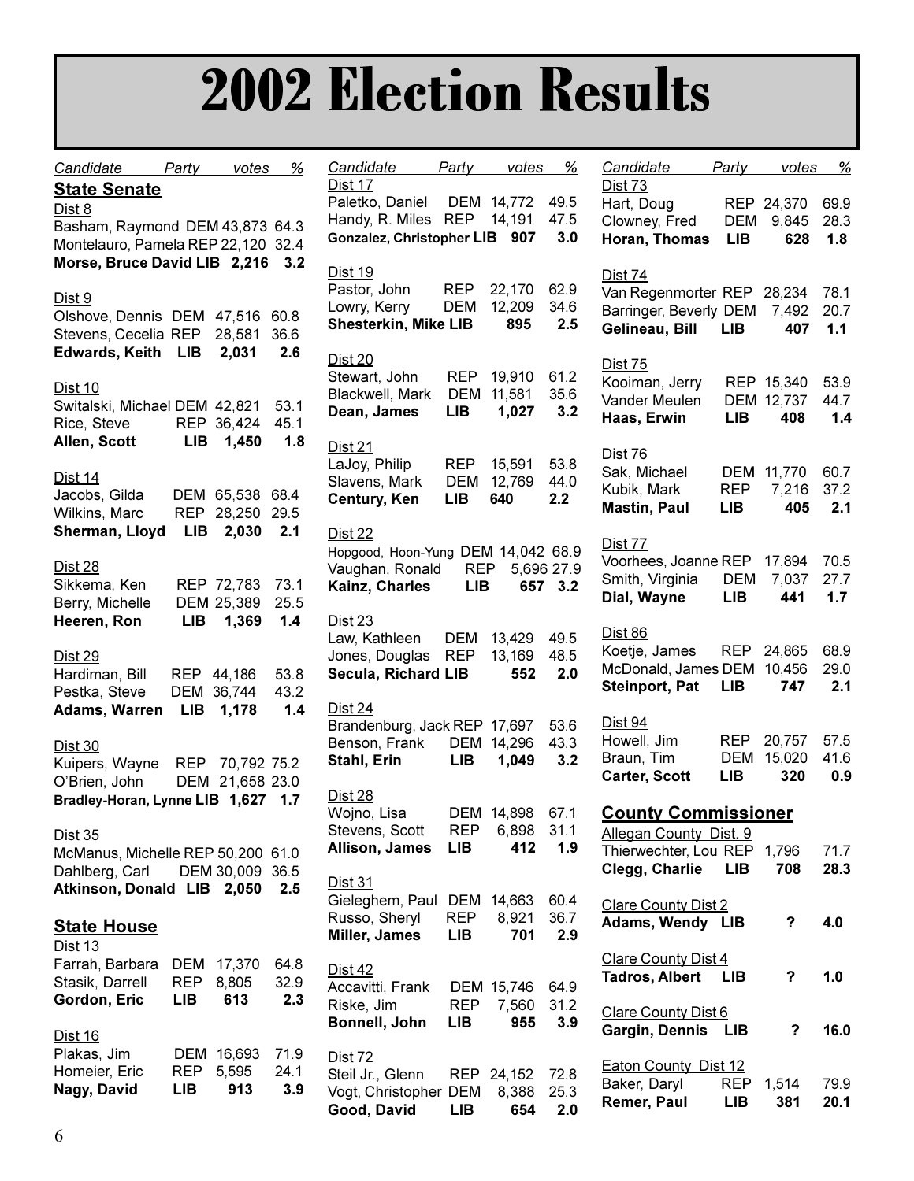# 2002 Election Results

## State Senate

| Candidate | Party | votes | % |
|---|---|---|---|
| **Dist 8** | | | |
| Basham, Raymond | DEM | 43,873 | 64.3 |
| Montelauro, Pamela | REP | 22,120 | 32.4 |
| **Morse, Bruce David** | **LIB** | **2,216** | **3.2** |
| **Dist 9** | | | |
| Olshove, Dennis | DEM | 47,516 | 60.8 |
| Stevens, Cecelia | REP | 28,581 | 36.6 |
| **Edwards, Keith** | **LIB** | **2,031** | **2.6** |
| **Dist 10** | | | |
| Switalski, Michael | DEM | 42,821 | 53.1 |
| Rice, Steve | REP | 36,424 | 45.1 |
| **Allen, Scott** | **LIB** | **1,450** | **1.8** |
| **Dist 14** | | | |
| Jacobs, Gilda | DEM | 65,538 | 68.4 |
| Wilkins, Marc | REP | 28,250 | 29.5 |
| **Sherman, Lloyd** | **LIB** | **2,030** | **2.1** |
| **Dist 28** | | | |
| Sikkema, Ken | REP | 72,783 | 73.1 |
| Berry, Michelle | DEM | 25,389 | 25.5 |
| **Heeren, Ron** | **LIB** | **1,369** | **1.4** |
| **Dist 29** | | | |
| Hardiman, Bill | REP | 44,186 | 53.8 |
| Pestka, Steve | DEM | 36,744 | 43.2 |
| **Adams, Warren** | **LIB** | **1,178** | **1.4** |
| **Dist 30** | | | |
| Kuipers, Wayne | REP | 70,792 | 75.2 |
| O'Brien, John | DEM | 21,658 | 23.0 |
| **Bradley-Horan, Lynne** | **LIB** | **1,627** | **1.7** |
| **Dist 35** | | | |
| McManus, Michelle | REP | 50,200 | 61.0 |
| Dahlberg, Carl | DEM | 30,009 | 36.5 |
| **Atkinson, Donald** | **LIB** | **2,050** | **2.5** |

## State House

| Candidate | Party | votes | % |
|---|---|---|---|
| **Dist 13** | | | |
| Farrah, Barbara | DEM | 17,370 | 64.8 |
| Stasik, Darrell | REP | 8,805 | 32.9 |
| **Gordon, Eric** | **LIB** | **613** | **2.3** |
| **Dist 16** | | | |
| Plakas, Jim | DEM | 16,693 | 71.9 |
| Homeier, Eric | REP | 5,595 | 24.1 |
| **Nagy, David** | **LIB** | **913** | **3.9** |
| **Dist 17** | | | |
| Paletko, Daniel | DEM | 14,772 | 49.5 |
| Handy, R. Miles | REP | 14,191 | 47.5 |
| **Gonzalez, Christopher** | **LIB** | **907** | **3.0** |
| **Dist 19** | | | |
| Pastor, John | REP | 22,170 | 62.9 |
| Lowry, Kerry | DEM | 12,209 | 34.6 |
| **Shesterkin, Mike** | **LIB** | **895** | **2.5** |
| **Dist 20** | | | |
| Stewart, John | REP | 19,910 | 61.2 |
| Blackwell, Mark | DEM | 11,581 | 35.6 |
| **Dean, James** | **LIB** | **1,027** | **3.2** |
| **Dist 21** | | | |
| LaJoy, Philip | REP | 15,591 | 53.8 |
| Slavens, Mark | DEM | 12,769 | 44.0 |
| **Century, Ken** | **LIB** | **640** | **2.2** |
| **Dist 22** | | | |
| Hopgood, Hoon-Yung | DEM | 14,042 | 68.9 |
| Vaughan, Ronald | REP | 5,696 | 27.9 |
| **Kainz, Charles** | **LIB** | **657** | **3.2** |
| **Dist 23** | | | |
| Law, Kathleen | DEM | 13,429 | 49.5 |
| Jones, Douglas | REP | 13,169 | 48.5 |
| **Secula, Richard** | **LIB** | **552** | **2.0** |
| **Dist 24** | | | |
| Brandenburg, Jack | REP | 17,697 | 53.6 |
| Benson, Frank | DEM | 14,296 | 43.3 |
| **Stahl, Erin** | **LIB** | **1,049** | **3.2** |
| **Dist 28** | | | |
| Wojno, Lisa | DEM | 14,898 | 67.1 |
| Stevens, Scott | REP | 6,898 | 31.1 |
| **Allison, James** | **LIB** | **412** | **1.9** |
| **Dist 31** | | | |
| Gieleghem, Paul | DEM | 14,663 | 60.4 |
| Russo, Sheryl | REP | 8,921 | 36.7 |
| **Miller, James** | **LIB** | **701** | **2.9** |
| **Dist 42** | | | |
| Accavitti, Frank | DEM | 15,746 | 64.9 |
| Riske, Jim | REP | 7,560 | 31.2 |
| **Bonnell, John** | **LIB** | **955** | **3.9** |
| **Dist 72** | | | |
| Steil Jr., Glenn | REP | 24,152 | 72.8 |
| Vogt, Christopher | DEM | 8,388 | 25.3 |
| **Good, David** | **LIB** | **654** | **2.0** |
| **Dist 73** | | | |
| Hart, Doug | REP | 24,370 | 69.9 |
| Clowney, Fred | DEM | 9,845 | 28.3 |
| **Horan, Thomas** | **LIB** | **628** | **1.8** |
| **Dist 74** | | | |
| Van Regenmorter | REP | 28,234 | 78.1 |
| Barringer, Beverly | DEM | 7,492 | 20.7 |
| **Gelineau, Bill** | **LIB** | **407** | **1.1** |
| **Dist 75** | | | |
| Kooiman, Jerry | REP | 15,340 | 53.9 |
| Vander Meulen | DEM | 12,737 | 44.7 |
| **Haas, Erwin** | **LIB** | **408** | **1.4** |
| **Dist 76** | | | |
| Sak, Michael | DEM | 11,770 | 60.7 |
| Kubik, Mark | REP | 7,216 | 37.2 |
| **Mastin, Paul** | **LIB** | **405** | **2.1** |
| **Dist 77** | | | |
| Voorhees, Joanne | REP | 17,894 | 70.5 |
| Smith, Virginia | DEM | 7,037 | 27.7 |
| **Dial, Wayne** | **LIB** | **441** | **1.7** |
| **Dist 86** | | | |
| Koetje, James | REP | 24,865 | 68.9 |
| McDonald, James | DEM | 10,456 | 29.0 |
| **Steinport, Pat** | **LIB** | **747** | **2.1** |
| **Dist 94** | | | |
| Howell, Jim | REP | 20,757 | 57.5 |
| Braun, Tim | DEM | 15,020 | 41.6 |
| **Carter, Scott** | **LIB** | **320** | **0.9** |

## County Commissioner

| Candidate | Party | votes | % |
|---|---|---|---|
| **Allegan County Dist. 9** | | | |
| Thierwechter, Lou | REP | 1,796 | 71.7 |
| **Clegg, Charlie** | **LIB** | **708** | **28.3** |
| **Clare County Dist 2** | | | |
| **Adams, Wendy** | **LIB** | **?** | **4.0** |
| **Clare County Dist 4** | | | |
| **Tadros, Albert** | **LIB** | **?** | **1.0** |
| **Clare County Dist 6** | | | |
| **Gargin, Dennis** | **LIB** | **?** | **16.0** |
| **Eaton County Dist 12** | | | |
| Baker, Daryl | REP | 1,514 | 79.9 |
| **Remer, Paul** | **LIB** | **381** | **20.1** |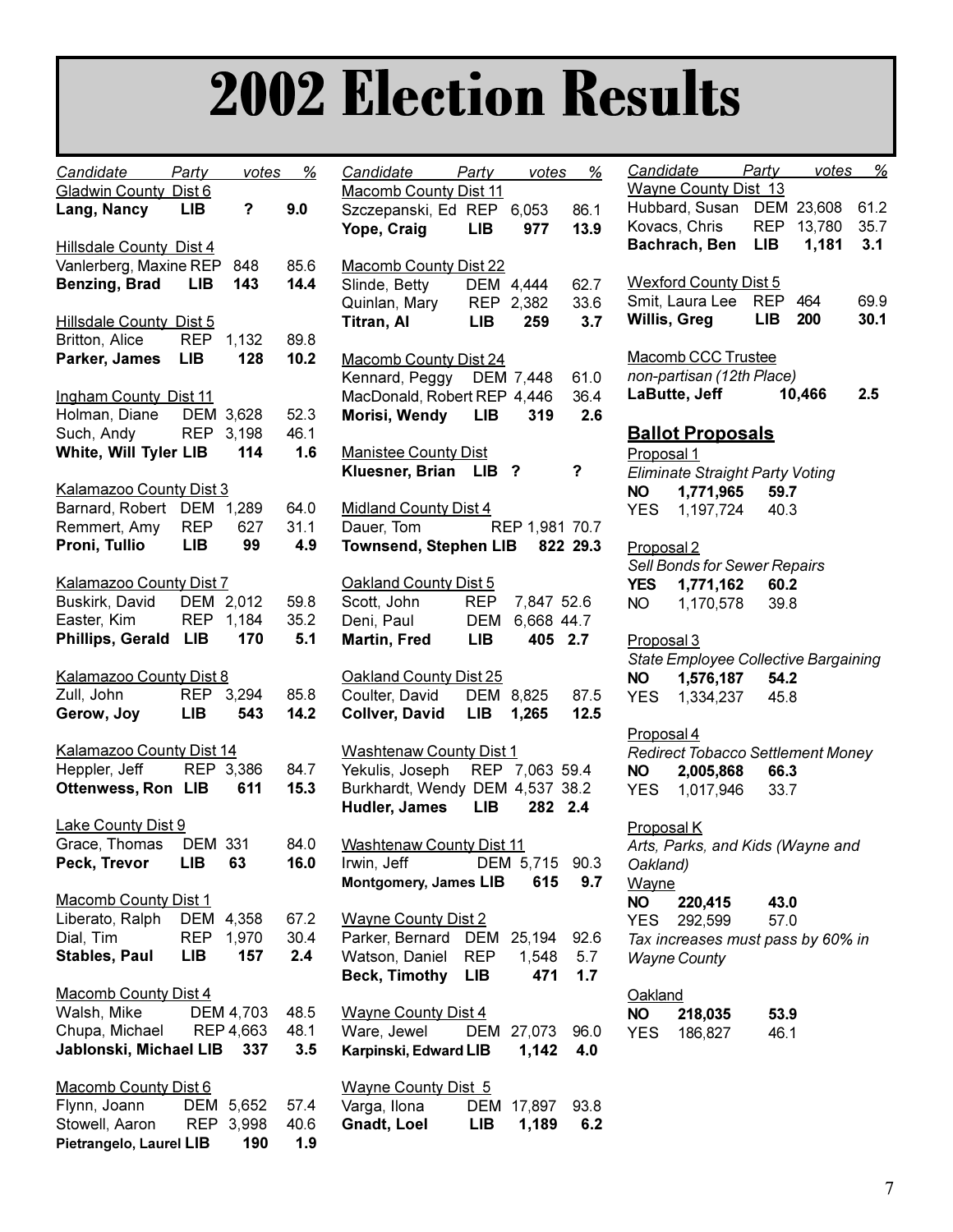# 2002 Election Results

| Candidate | Party | votes | % |
|---|---|---|---|
| Gladwin County Dist 6 | | | |
| **Lang, Nancy** | **LIB** | **?** | **9.0** |
| Hillsdale County Dist 4 | | | |
| Vanlerberg, Maxine | REP | 848 | 85.6 |
| **Benzing, Brad** | **LIB** | **143** | **14.4** |
| Hillsdale County Dist 5 | | | |
| Britton, Alice | REP | 1,132 | 89.8 |
| **Parker, James** | **LIB** | **128** | **10.2** |
| Ingham County Dist 11 | | | |
| Holman, Diane | DEM | 3,628 | 52.3 |
| Such, Andy | REP | 3,198 | 46.1 |
| **White, Will Tyler** | **LIB** | **114** | **1.6** |
| Kalamazoo County Dist 3 | | | |
| Barnard, Robert | DEM | 1,289 | 64.0 |
| Remmert, Amy | REP | 627 | 31.1 |
| **Proni, Tullio** | **LIB** | **99** | **4.9** |
| Kalamazoo County Dist 7 | | | |
| Buskirk, David | DEM | 2,012 | 59.8 |
| Easter, Kim | REP | 1,184 | 35.2 |
| **Phillips, Gerald** | **LIB** | **170** | **5.1** |
| Kalamazoo County Dist 8 | | | |
| Zull, John | REP | 3,294 | 85.8 |
| **Gerow, Joy** | **LIB** | **543** | **14.2** |
| Kalamazoo County Dist 14 | | | |
| Heppler, Jeff | REP | 3,386 | 84.7 |
| **Ottenwess, Ron** | **LIB** | **611** | **15.3** |
| Lake County Dist 9 | | | |
| Grace, Thomas | DEM | 331 | 84.0 |
| **Peck, Trevor** | **LIB** | **63** | **16.0** |
| Macomb County Dist 1 | | | |
| Liberato, Ralph | DEM | 4,358 | 67.2 |
| Dial, Tim | REP | 1,970 | 30.4 |
| **Stables, Paul** | **LIB** | **157** | **2.4** |
| Macomb County Dist 4 | | | |
| Walsh, Mike | DEM | 4,703 | 48.5 |
| Chupa, Michael | REP | 4,663 | 48.1 |
| **Jablonski, Michael** | **LIB** | **337** | **3.5** |
| Macomb County Dist 6 | | | |
| Flynn, Joann | DEM | 5,652 | 57.4 |
| Stowell, Aaron | REP | 3,998 | 40.6 |
| **Pietrangelo, Laurel** | **LIB** | **190** | **1.9** |
| Macomb County Dist 11 | | | |
| Szczepanski, Ed | REP | 6,053 | 86.1 |
| **Yope, Craig** | **LIB** | **977** | **13.9** |
| Macomb County Dist 22 | | | |
| Slinde, Betty | DEM | 4,444 | 62.7 |
| Quinlan, Mary | REP | 2,382 | 33.6 |
| **Titran, Al** | **LIB** | **259** | **3.7** |
| Macomb County Dist 24 | | | |
| Kennard, Peggy | DEM | 7,448 | 61.0 |
| MacDonald, Robert | REP | 4,446 | 36.4 |
| **Morisi, Wendy** | **LIB** | **319** | **2.6** |
| Manistee County Dist | | | |
| **Kluesner, Brian** | **LIB** | **?** | **?** |
| Midland County Dist 4 | | | |
| Dauer, Tom | REP | 1,981 | 70.7 |
| **Townsend, Stephen** | **LIB** | **822** | **29.3** |
| Oakland County Dist 5 | | | |
| Scott, John | REP | 7,847 | 52.6 |
| Deni, Paul | DEM | 6,668 | 44.7 |
| **Martin, Fred** | **LIB** | **405** | **2.7** |
| Oakland County Dist 25 | | | |
| Coulter, David | DEM | 8,825 | 87.5 |
| **Collver, David** | **LIB** | **1,265** | **12.5** |
| Washtenaw County Dist 1 | | | |
| Yekulis, Joseph | REP | 7,063 | 59.4 |
| Burkhardt, Wendy | DEM | 4,537 | 38.2 |
| **Hudler, James** | **LIB** | **282** | **2.4** |
| Washtenaw County Dist 11 | | | |
| Irwin, Jeff | DEM | 5,715 | 90.3 |
| **Montgomery, James** | **LIB** | **615** | **9.7** |
| Wayne County Dist 2 | | | |
| Parker, Bernard | DEM | 25,194 | 92.6 |
| Watson, Daniel | REP | 1,548 | 5.7 |
| **Beck, Timothy** | **LIB** | **471** | **1.7** |
| Wayne County Dist 4 | | | |
| Ware, Jewel | DEM | 27,073 | 96.0 |
| **Karpinski, Edward** | **LIB** | **1,142** | **4.0** |
| Wayne County Dist 5 | | | |
| Varga, Ilona | DEM | 17,897 | 93.8 |
| **Gnadt, Loel** | **LIB** | **1,189** | **6.2** |
| Wayne County Dist 13 | | | |
| Hubbard, Susan | DEM | 23,608 | 61.2 |
| Kovacs, Chris | REP | 13,780 | 35.7 |
| **Bachrach, Ben** | **LIB** | **1,181** | **3.1** |
| Wexford County Dist 5 | | | |
| Smit, Laura Lee | REP | 464 | 69.9 |
| **Willis, Greg** | **LIB** | **200** | **30.1** |
| Macomb CCC Trustee | | | |
| *non-partisan (12th Place)* | | | |
| **LaButte, Jeff** | | **10,466** | **2.5** |

## Ballot Proposals

Proposal 1

*Eliminate Straight Party Voting*

| | | |
|---|---|---|
| **NO** | **1,771,965** | **59.7** |
| YES | 1,197,724 | 40.3 |

Proposal 2

*Sell Bonds for Sewer Repairs*

| | | |
|---|---|---|
| **YES** | **1,771,162** | **60.2** |
| NO | 1,170,578 | 39.8 |

Proposal 3

*State Employee Collective Bargaining*

| | | |
|---|---|---|
| **NO** | **1,576,187** | **54.2** |
| YES | 1,334,237 | 45.8 |

Proposal 4

*Redirect Tobacco Settlement Money*

| | | |
|---|---|---|
| **NO** | **2,005,868** | **66.3** |
| YES | 1,017,946 | 33.7 |

Proposal K

*Arts, Parks, and Kids (Wayne and Oakland)*

Wayne

| | | |
|---|---|---|
| **NO** | **220,415** | **43.0** |
| YES | 292,599 | 57.0 |

*Tax increases must pass by 60% in Wayne County*

Oakland

| | | |
|---|---|---|
| **NO** | **218,035** | **53.9** |
| YES | 186,827 | 46.1 |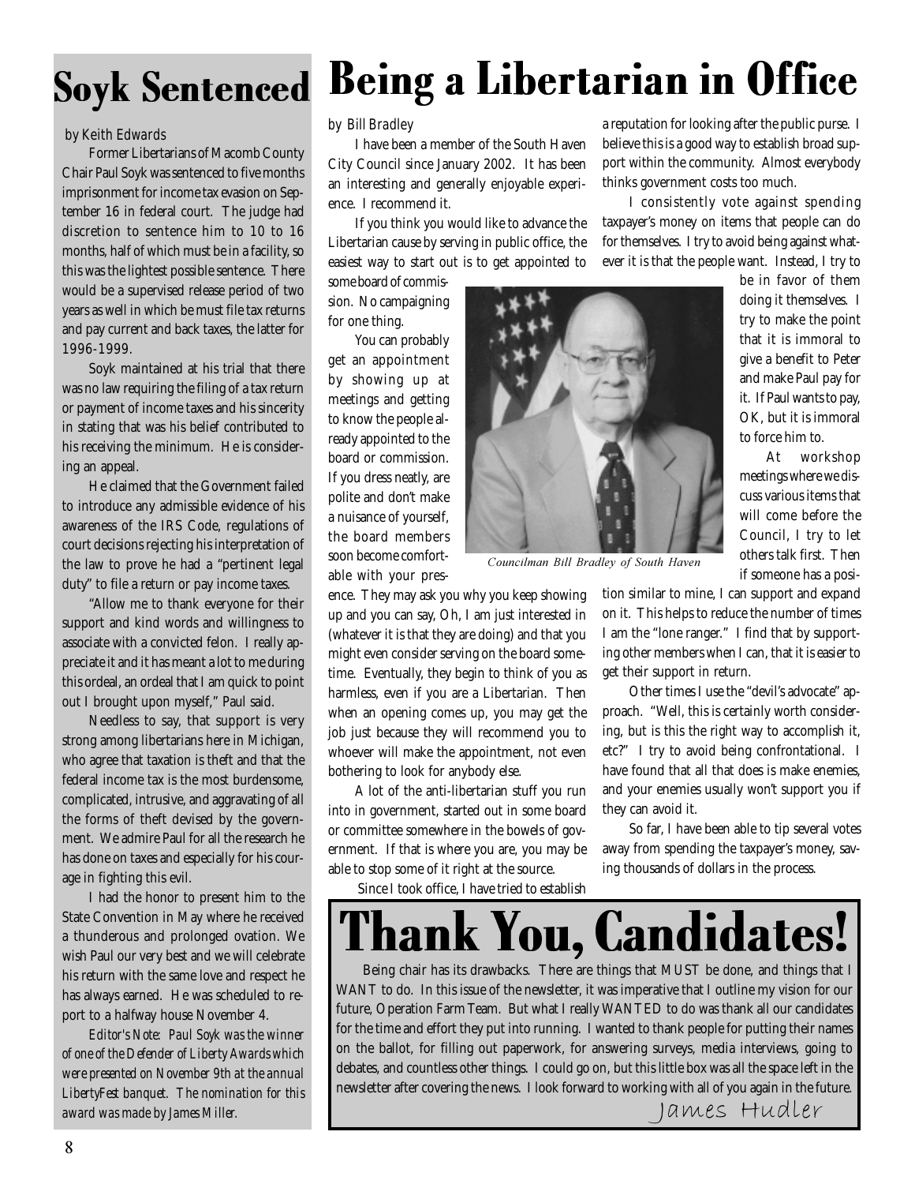# Soyk Sentenced

*by Keith Edwards*

Former Libertarians of Macomb County Chair Paul Soyk was sentenced to five months imprisonment for income tax evasion on September 16 in federal court. The judge had discretion to sentence him to 10 to 16 months, half of which must be in a facility, so this was the lightest possible sentence. There would be a supervised release period of two years as well in which he must file tax returns and pay current and back taxes, the latter for 1996-1999.

Soyk maintained at his trial that there was no law requiring the filing of a tax return or payment of income taxes and his sincerity in stating that was his belief contributed to his receiving the minimum. He is considering an appeal.

He claimed that the Government failed to introduce any admissible evidence of his awareness of the IRS Code, regulations of court decisions rejecting his interpretation of the law to prove he had a "pertinent legal duty" to file a return or pay income taxes.

"Allow me to thank everyone for their support and kind words and willingness to associate with a convicted felon. I really appreciate it and it has meant a lot to me during this ordeal, an ordeal that I am quick to point out I brought upon myself," Paul said.

Needless to say, that support is very strong among libertarians here in Michigan, who agree that taxation is theft and that the federal income tax is the most burdensome, complicated, intrusive, and aggravating of all the forms of theft devised by the government. We admire Paul for all the research he has done on taxes and especially for his courage in fighting this evil.

I had the honor to present him to the State Convention in May where he received a thunderous and prolonged ovation. We wish Paul our very best and we will celebrate his return with the same love and respect he has always earned. He was scheduled to report to a halfway house November 4.

*Editor's Note: Paul Soyk was the winner of one of the Defender of Liberty Awards which were presented on November 9th at the annual LibertyFest banquet. The nomination for this award was made by James Miller.*

# Being a Libertarian in Office

*by Bill Bradley*

I have been a member of the South Haven City Council since January 2002. It has been an interesting and generally enjoyable experience. I recommend it.

If you think you would like to advance the Libertarian cause by serving in public office, the easiest way to start out is to get appointed to some board of commission. No campaigning for one thing.

You can probably get an appointment by showing up at meetings and getting to know the people already appointed to the board or commission. If you dress neatly, are polite and don't make a nuisance of yourself, the board members soon become comfortable with your presence. They may ask you why you keep showing up and you can say, Oh, I am just interested in (whatever it is that they are doing) and that you might even consider serving on the board sometime. Eventually, they begin to think of you as harmless, even if you are a Libertarian. Then when an opening comes up, you may get the job just because they will recommend you to whoever will make the appointment, not even bothering to look for anybody else.

A lot of the anti-libertarian stuff you run into in government, started out in some board or committee somewhere in the bowels of government. If that is where you are, you may be able to stop some of it right at the source.

Since I took office, I have tried to establish a reputation for looking after the public purse. I believe this is a good way to establish broad support within the community. Almost everybody thinks government costs too much.

I consistently vote against spending taxpayer's money on items that people can do for themselves. I try to avoid being against whatever it is that the people want. Instead, I try to be in favor of them doing it themselves. I try to make the point that it is immoral to give a benefit to Peter and make Paul pay for it. If Paul wants to pay, OK, but it is immoral to force him to.

*Councilman Bill Bradley of South Haven*

At workshop meetings where we discuss various items that will come before the Council, I try to let others talk first. Then if someone has a position similar to mine, I can support and expand on it. This helps to reduce the number of times I am the "lone ranger." I find that by supporting other members when I can, that it is easier to get their support in return.

Other times I use the "devil's advocate" approach. "Well, this is certainly worth considering, but is this the right way to accomplish it, etc?" I try to avoid being confrontational. I have found that all that does is make enemies, and your enemies usually won't support you if they can avoid it.

So far, I have been able to tip several votes away from spending the taxpayer's money, saving thousands of dollars in the process.

# Thank You, Candidates!

Being chair has its drawbacks. There are things that MUST be done, and things that I WANT to do. In this issue of the newsletter, it was imperative that I outline my vision for our future, Operation Farm Team. But what I really WANTED to do was thank all our candidates for the time and effort they put into running. I wanted to thank people for putting their names on the ballot, for filling out paperwork, for answering surveys, media interviews, going to debates, and countless other things. I could go on, but this little box was all the space left in the newsletter after covering the news. I look forward to working with all of you again in the future.

James Hudler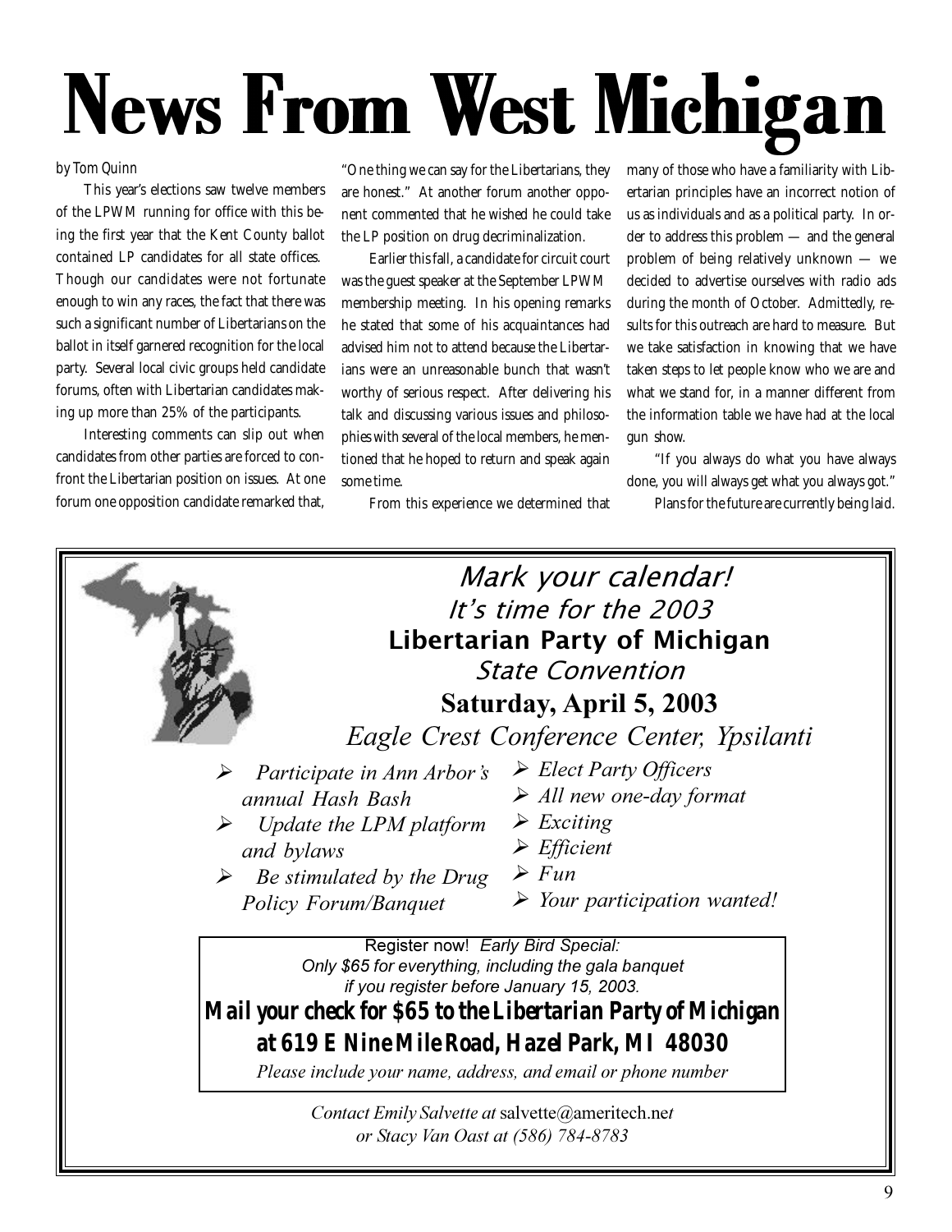# News From West Michigan

*by Tom Quinn*

This year's elections saw twelve members of the LPWM running for office with this being the first year that the Kent County ballot contained LP candidates for all state offices. Though our candidates were not fortunate enough to win any races, the fact that there was such a significant number of Libertarians on the ballot in itself garnered recognition for the local party. Several local civic groups held candidate forums, often with Libertarian candidates making up more than 25% of the participants.

Interesting comments can slip out when candidates from other parties are forced to confront the Libertarian position on issues. At one forum one opposition candidate remarked that, "One thing we can say for the Libertarians, they are honest." At another forum another opponent commented that he wished he could take the LP position on drug decriminalization.

Earlier this fall, a candidate for circuit court was the guest speaker at the September LPWM membership meeting. In his opening remarks he stated that some of his acquaintances had advised him not to attend because the Libertarians were an unreasonable bunch that wasn't worthy of serious respect. After delivering his talk and discussing various issues and philosophies with several of the local members, he mentioned that he hoped to return and speak again some time.

From this experience we determined that many of those who have a familiarity with Libertarian principles have an incorrect notion of us as individuals and as a political party. In order to address this problem — and the general problem of being relatively unknown — we decided to advertise ourselves with radio ads during the month of October. Admittedly, results for this outreach are hard to measure. But we take satisfaction in knowing that we have taken steps to let people know who we are and what we stand for, in a manner different from the information table we have had at the local gun show.

"If you always do what you have always done, you will always get what you always got."

Plans for the future are currently being laid.

---

*Mark your calendar!*

*It's time for the 2003*

**Libertarian Party of Michigan**

*State Convention*

**Saturday, April 5, 2003**

*Eagle Crest Conference Center, Ypsilanti*

- *Participate in Ann Arbor's annual Hash Bash*
- *Update the LPM platform and bylaws*
- *Be stimulated by the Drug Policy Forum/Banquet*
- *Elect Party Officers*
- *All new one-day format*
- *Exciting*
- *Efficient*
- *Fun*
- *Your participation wanted!*

Register now! *Early Bird Special: Only $65 for everything, including the gala banquet if you register before January 15, 2003.*

**Mail your check for $65 to the Libertarian Party of Michigan at 619 E Nine Mile Road, Hazel Park, MI 48030**

*Please include your name, address, and email or phone number*

*Contact Emily Salvette at* salvette@ameritech.net *or Stacy Van Oast at (586) 784-8783*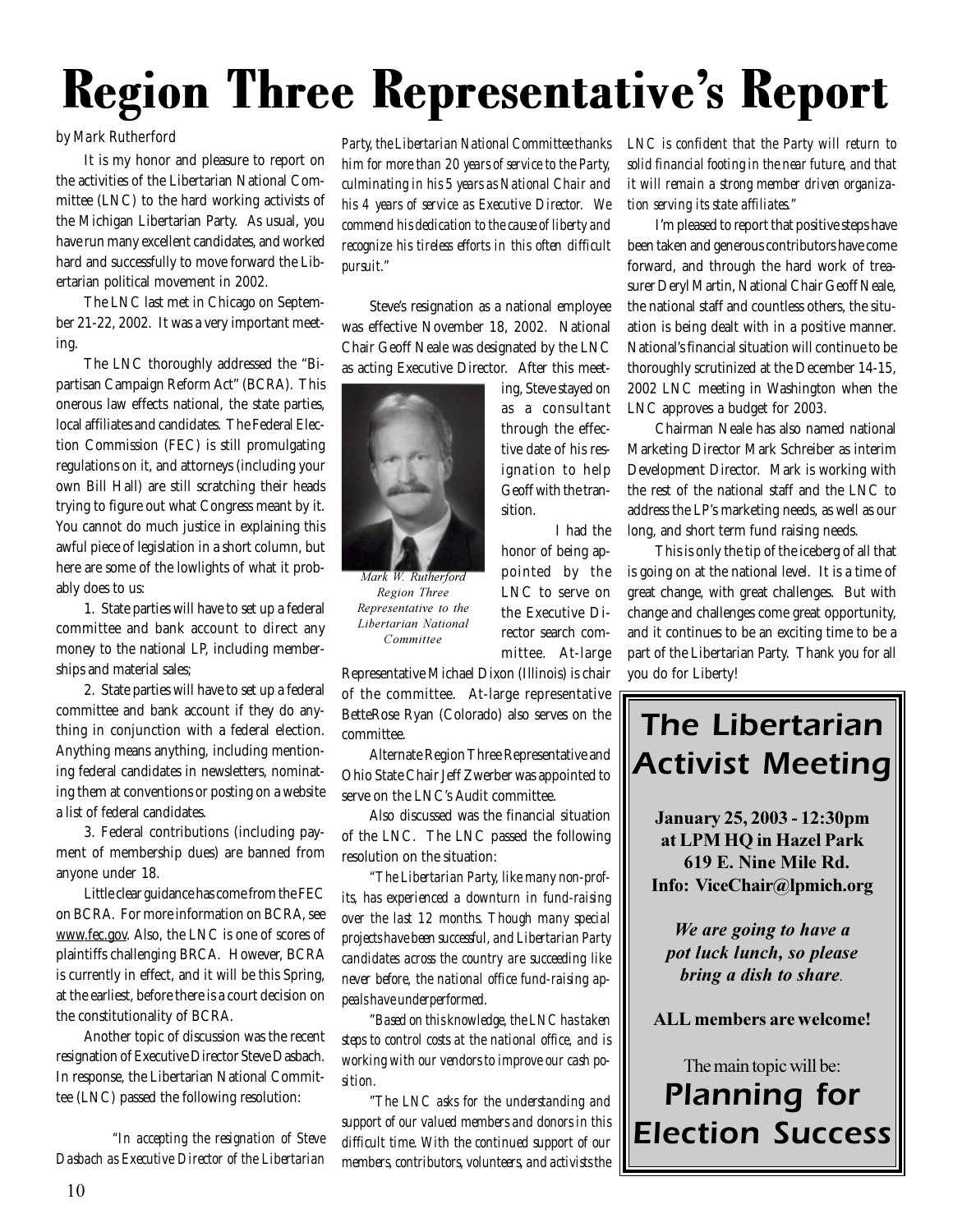# Region Three Representative's Report

*by Mark Rutherford*

It is my honor and pleasure to report on the activities of the Libertarian National Committee (LNC) to the hard working activists of the Michigan Libertarian Party. As usual, you have run many excellent candidates, and worked hard and successfully to move forward the Libertarian political movement in 2002.

The LNC last met in Chicago on September 21-22, 2002. It was a very important meeting.

The LNC thoroughly addressed the "Bipartisan Campaign Reform Act" (BCRA). This onerous law effects national, the state parties, local affiliates and candidates. The Federal Election Commission (FEC) is still promulgating regulations on it, and attorneys (including your own Bill Hall) are still scratching their heads trying to figure out what Congress meant by it. You cannot do much justice in explaining this awful piece of legislation in a short column, but here are some of the lowlights of what it probably does to us:

1. State parties will have to set up a federal committee and bank account to direct any money to the national LP, including memberships and material sales;

2. State parties will have to set up a federal committee and bank account if they do anything in conjunction with a federal election. Anything means anything, including mentioning federal candidates in newsletters, nominating them at conventions or posting on a website a list of federal candidates.

3. Federal contributions (including payment of membership dues) are banned from anyone under 18.

Little clear guidance has come from the FEC on BCRA. For more information on BCRA, see www.fec.gov. Also, the LNC is one of scores of plaintiffs challenging BRCA. However, BCRA is currently in effect, and it will be this Spring, at the earliest, before there is a court decision on the constitutionality of BCRA.

Another topic of discussion was the recent resignation of Executive Director Steve Dasbach. In response, the Libertarian National Committee (LNC) passed the following resolution:

*"In accepting the resignation of Steve Dasbach as Executive Director of the Libertarian Party, the Libertarian National Committee thanks him for more than 20 years of service to the Party, culminating in his 5 years as National Chair and his 4 years of service as Executive Director. We commend his dedication to the cause of liberty and recognize his tireless efforts in this often difficult pursuit."*

Steve's resignation as a national employee was effective November 18, 2002. National Chair Geoff Neale was designated by the LNC as acting Executive Director. After this meeting, Steve stayed on as a consultant through the effective date of his resignation to help Geoff with the transition.

*Mark W. Rutherford Region Three Representative to the Libertarian National Committee*

I had the honor of being appointed by the LNC to serve on the Executive Director search committee. At-large Representative Michael Dixon (Illinois) is chair of the committee. At-large representative BetteRose Ryan (Colorado) also serves on the committee.

Alternate Region Three Representative and Ohio State Chair Jeff Zwerber was appointed to serve on the LNC's Audit committee.

Also discussed was the financial situation of the LNC. The LNC passed the following resolution on the situation:

*"The Libertarian Party, like many non-profits, has experienced a downturn in fund-raising over the last 12 months. Though many special projects have been successful, and Libertarian Party candidates across the country are succeeding like never before, the national office fund-raising appeals have underperformed.*

*"Based on this knowledge, the LNC has taken steps to control costs at the national office, and is working with our vendors to improve our cash position.*

*"The LNC asks for the understanding and support of our valued members and donors in this difficult time. With the continued support of our members, contributors, volunteers, and activists the LNC is confident that the Party will return to solid financial footing in the near future, and that it will remain a strong member driven organization serving its state affiliates."*

I'm pleased to report that positive steps have been taken and generous contributors have come forward, and through the hard work of treasurer Deryl Martin, National Chair Geoff Neale, the national staff and countless others, the situation is being dealt with in a positive manner. National's financial situation will continue to be thoroughly scrutinized at the December 14-15, 2002 LNC meeting in Washington when the LNC approves a budget for 2003.

Chairman Neale has also named national Marketing Director Mark Schreiber as interim Development Director. Mark is working with the rest of the national staff and the LNC to address the LP's marketing needs, as well as our long, and short term fund raising needs.

This is only the tip of the iceberg of all that is going on at the national level. It is a time of great change, with great challenges. But with change and challenges come great opportunity, and it continues to be an exciting time to be a part of the Libertarian Party. Thank you for all you do for Liberty!

## *The Libertarian Activist Meeting*

**January 25, 2003 - 12:30pm**
**at LPM HQ in Hazel Park**
**619 E. Nine Mile Rd.**
**Info: ViceChair@lpmich.org**

***We are going to have a pot luck lunch, so please bring a dish to share.***

**ALL members are welcome!**

The main topic will be:

## *Planning for Election Success*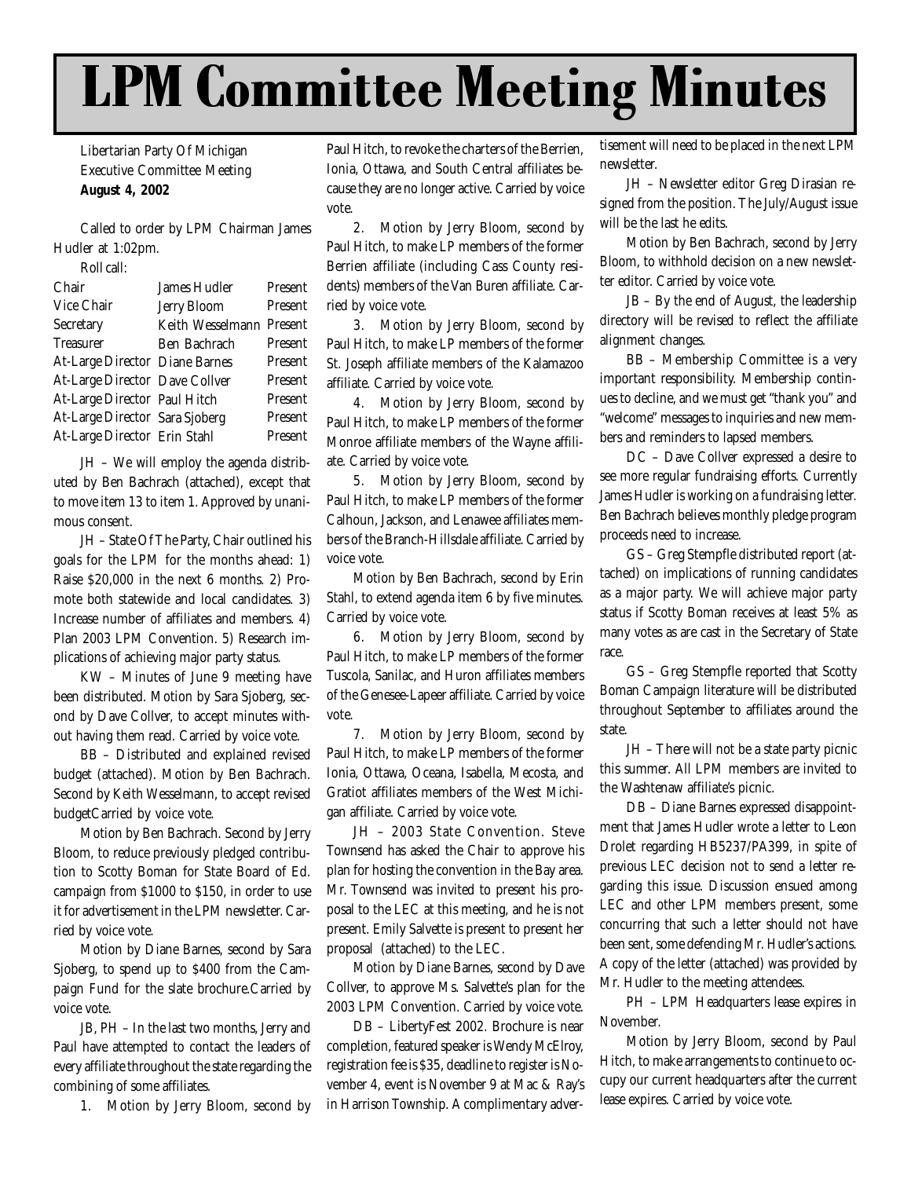# LPM Committee Meeting Minutes

Libertarian Party Of Michigan
Executive Committee Meeting
**August 4, 2002**

Called to order by LPM Chairman James Hudler at 1:02pm.

Roll call:

| | | |
|---|---|---|
| Chair | James Hudler | Present |
| Vice Chair | Jerry Bloom | Present |
| Secretary | Keith Wesselmann | Present |
| Treasurer | Ben Bachrach | Present |
| At-Large Director | Diane Barnes | Present |
| At-Large Director | Dave Collver | Present |
| At-Large Director | Paul Hitch | Present |
| At-Large Director | Sara Sjoberg | Present |
| At-Large Director | Erin Stahl | Present |

JH – We will employ the agenda distributed by Ben Bachrach (attached), except that to move item 13 to item 1. Approved by unanimous consent.

JH – State Of The Party, Chair outlined his goals for the LPM for the months ahead: 1) Raise $20,000 in the next 6 months. 2) Promote both statewide and local candidates. 3) Increase number of affiliates and members. 4) Plan 2003 LPM Convention. 5) Research implications of achieving major party status.

KW – Minutes of June 9 meeting have been distributed. Motion by Sara Sjoberg, second by Dave Collver, to accept minutes without having them read. Carried by voice vote.

BB – Distributed and explained revised budget (attached). Motion by Ben Bachrach. Second by Keith Wesselmann, to accept revised budgetCarried by voice vote.

Motion by Ben Bachrach. Second by Jerry Bloom, to reduce previously pledged contribution to Scotty Boman for State Board of Ed. campaign from $1000 to $150, in order to use it for advertisement in the LPM newsletter. Carried by voice vote.

Motion by Diane Barnes, second by Sara Sjoberg, to spend up to $400 from the Campaign Fund for the slate brochure.Carried by voice vote.

JB, PH – In the last two months, Jerry and Paul have attempted to contact the leaders of every affiliate throughout the state regarding the combining of some affiliates.

1. Motion by Jerry Bloom, second by Paul Hitch, to revoke the charters of the Berrien, Ionia, Ottawa, and South Central affiliates because they are no longer active. Carried by voice vote.

2. Motion by Jerry Bloom, second by Paul Hitch, to make LP members of the former Berrien affiliate (including Cass County residents) members of the Van Buren affiliate. Carried by voice vote.

3. Motion by Jerry Bloom, second by Paul Hitch, to make LP members of the former St. Joseph affiliate members of the Kalamazoo affiliate. Carried by voice vote.

4. Motion by Jerry Bloom, second by Paul Hitch, to make LP members of the former Monroe affiliate members of the Wayne affiliate. Carried by voice vote.

5. Motion by Jerry Bloom, second by Paul Hitch, to make LP members of the former Calhoun, Jackson, and Lenawee affiliates members of the Branch-Hillsdale affiliate. Carried by voice vote.

Motion by Ben Bachrach, second by Erin Stahl, to extend agenda item 6 by five minutes. Carried by voice vote.

6. Motion by Jerry Bloom, second by Paul Hitch, to make LP members of the former Tuscola, Sanilac, and Huron affiliates members of the Genesee-Lapeer affiliate. Carried by voice vote.

7. Motion by Jerry Bloom, second by Paul Hitch, to make LP members of the former Ionia, Ottawa, Oceana, Isabella, Mecosta, and Gratiot affiliates members of the West Michigan affiliate. Carried by voice vote.

JH – 2003 State Convention. Steve Townsend has asked the Chair to approve his plan for hosting the convention in the Bay area. Mr. Townsend was invited to present his proposal to the LEC at this meeting, and he is not present. Emily Salvette is present to present her proposal (attached) to the LEC.

Motion by Diane Barnes, second by Dave Collver, to approve Ms. Salvette's plan for the 2003 LPM Convention. Carried by voice vote.

DB – LibertyFest 2002. Brochure is near completion, featured speaker is Wendy McElroy, registration fee is $35, deadline to register is November 4, event is November 9 at Mac & Ray's in Harrison Township. A complimentary advertisement will need to be placed in the next LPM newsletter.

JH – Newsletter editor Greg Dirasian resigned from the position. The July/August issue will be the last he edits.

Motion by Ben Bachrach, second by Jerry Bloom, to withhold decision on a new newsletter editor. Carried by voice vote.

JB – By the end of August, the leadership directory will be revised to reflect the affiliate alignment changes.

BB – Membership Committee is a very important responsibility. Membership continues to decline, and we must get "thank you" and "welcome" messages to inquiries and new members and reminders to lapsed members.

DC – Dave Collver expressed a desire to see more regular fundraising efforts. Currently James Hudler is working on a fundraising letter. Ben Bachrach believes monthly pledge program proceeds need to increase.

GS – Greg Stempfle distributed report (attached) on implications of running candidates as a major party. We will achieve major party status if Scotty Boman receives at least 5% as many votes as are cast in the Secretary of State race.

GS – Greg Stempfle reported that Scotty Boman Campaign literature will be distributed throughout September to affiliates around the state.

JH – There will not be a state party picnic this summer. All LPM members are invited to the Washtenaw affiliate's picnic.

DB – Diane Barnes expressed disappointment that James Hudler wrote a letter to Leon Drolet regarding HB5237/PA399, in spite of previous LEC decision not to send a letter regarding this issue. Discussion ensued among LEC and other LPM members present, some concurring that such a letter should not have been sent, some defending Mr. Hudler's actions. A copy of the letter (attached) was provided by Mr. Hudler to the meeting attendees.

PH – LPM Headquarters lease expires in November.

Motion by Jerry Bloom, second by Paul Hitch, to make arrangements to continue to occupy our current headquarters after the current lease expires. Carried by voice vote.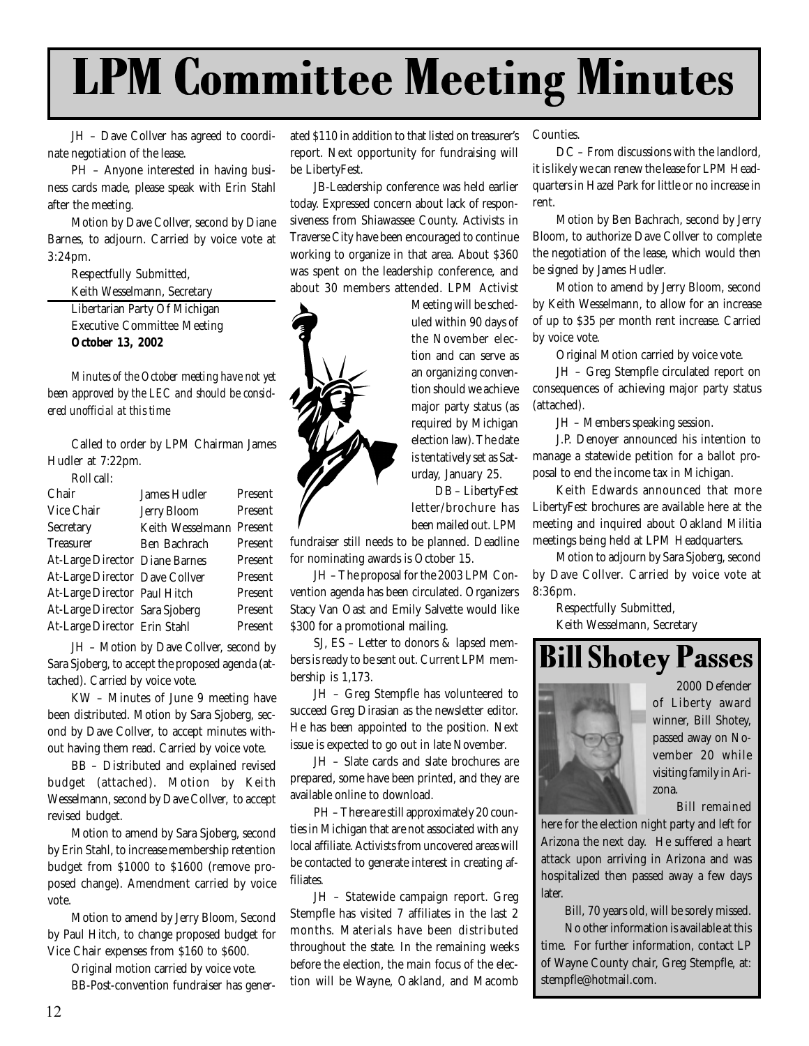# LPM Committee Meeting Minutes

JH – Dave Collver has agreed to coordinate negotiation of the lease.

PH – Anyone interested in having business cards made, please speak with Erin Stahl after the meeting.

Motion by Dave Collver, second by Diane Barnes, to adjourn. Carried by voice vote at 3:24pm.

Respectfully Submitted,
Keith Wesselmann, Secretary

Libertarian Party Of Michigan
Executive Committee Meeting
**October 13, 2002**

*Minutes of the October meeting have not yet been approved by the LEC and should be considered unofficial at this time*

Called to order by LPM Chairman James Hudler at 7:22pm.

Roll call:

| | | |
|---|---|---|
| Chair | James Hudler | Present |
| Vice Chair | Jerry Bloom | Present |
| Secretary | Keith Wesselmann | Present |
| Treasurer | Ben Bachrach | Present |
| At-Large Director | Diane Barnes | Present |
| At-Large Director | Dave Collver | Present |
| At-Large Director | Paul Hitch | Present |
| At-Large Director | Sara Sjoberg | Present |
| At-Large Director | Erin Stahl | Present |

JH – Motion by Dave Collver, second by Sara Sjoberg, to accept the proposed agenda (attached). Carried by voice vote.

KW – Minutes of June 9 meeting have been distributed. Motion by Sara Sjoberg, second by Dave Collver, to accept minutes without having them read. Carried by voice vote.

BB – Distributed and explained revised budget (attached). Motion by Keith Wesselmann, second by Dave Collver, to accept revised budget.

Motion to amend by Sara Sjoberg, second by Erin Stahl, to increase membership retention budget from $1000 to $1600 (remove proposed change). Amendment carried by voice vote.

Motion to amend by Jerry Bloom, Second by Paul Hitch, to change proposed budget for Vice Chair expenses from $160 to $600.

Original motion carried by voice vote.

BB-Post-convention fundraiser has generated $110 in addition to that listed on treasurer's report. Next opportunity for fundraising will be LibertyFest.

JB-Leadership conference was held earlier today. Expressed concern about lack of responsiveness from Shiawassee County. Activists in Traverse City have been encouraged to continue working to organize in that area. About $360 was spent on the leadership conference, and about 30 members attended. LPM Activist Meeting will be scheduled within 90 days of the November election and can serve as an organizing convention should we achieve major party status (as required by Michigan election law). The date is tentatively set as Saturday, January 25.

DB – LibertyFest letter/brochure has been mailed out. LPM fundraiser still needs to be planned. Deadline for nominating awards is October 15.

JH – The proposal for the 2003 LPM Convention agenda has been circulated. Organizers Stacy Van Oast and Emily Salvette would like $300 for a promotional mailing.

SJ, ES – Letter to donors & lapsed members is ready to be sent out. Current LPM membership is 1,173.

JH – Greg Stempfle has volunteered to succeed Greg Dirasian as the newsletter editor. He has been appointed to the position. Next issue is expected to go out in late November.

JH – Slate cards and slate brochures are prepared, some have been printed, and they are available online to download.

PH – There are still approximately 20 counties in Michigan that are not associated with any local affiliate. Activists from uncovered areas will be contacted to generate interest in creating affiliates.

JH – Statewide campaign report. Greg Stempfle has visited 7 affiliates in the last 2 months. Materials have been distributed throughout the state. In the remaining weeks before the election, the main focus of the election will be Wayne, Oakland, and Macomb Counties.

DC – From discussions with the landlord, it is likely we can renew the lease for LPM Headquarters in Hazel Park for little or no increase in rent.

Motion by Ben Bachrach, second by Jerry Bloom, to authorize Dave Collver to complete the negotiation of the lease, which would then be signed by James Hudler.

Motion to amend by Jerry Bloom, second by Keith Wesselmann, to allow for an increase of up to $35 per month rent increase. Carried by voice vote.

Original Motion carried by voice vote.

JH – Greg Stempfle circulated report on consequences of achieving major party status (attached).

JH – Members speaking session.

J.P. Denoyer announced his intention to manage a statewide petition for a ballot proposal to end the income tax in Michigan.

Keith Edwards announced that more LibertyFest brochures are available here at the meeting and inquired about Oakland Militia meetings being held at LPM Headquarters.

Motion to adjourn by Sara Sjoberg, second by Dave Collver. Carried by voice vote at 8:36pm.

Respectfully Submitted,
Keith Wesselmann, Secretary

## Bill Shotey Passes

2000 Defender of Liberty award winner, Bill Shotey, passed away on November 20 while visiting family in Arizona.

Bill remained here for the election night party and left for Arizona the next day. He suffered a heart attack upon arriving in Arizona and was hospitalized then passed away a few days later.

Bill, 70 years old, will be sorely missed.

No other information is available at this time. For further information, contact LP of Wayne County chair, Greg Stempfle, at: stempfle@hotmail.com.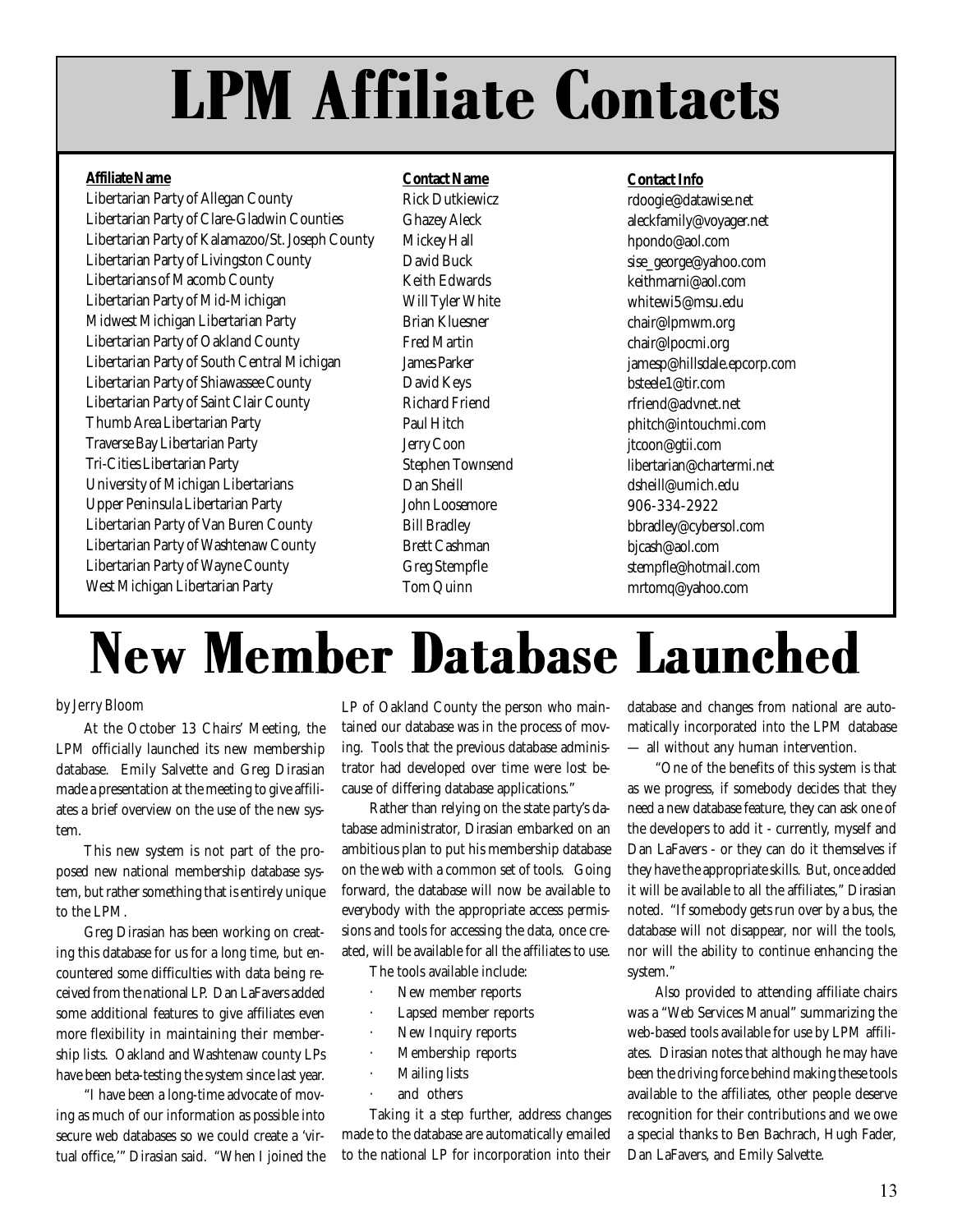# LPM Affiliate Contacts

| Affiliate Name | Contact Name | Contact Info |
| --- | --- | --- |
| Libertarian Party of Allegan County | Rick Dutkiewicz | rdoogie@datawise.net |
| Libertarian Party of Clare-Gladwin Counties | Ghazey Aleck | aleckfamily@voyager.net |
| Libertarian Party of Kalamazoo/St. Joseph County | Mickey Hall | hpondo@aol.com |
| Libertarian Party of Livingston County | David Buck | sise_george@yahoo.com |
| Libertarians of Macomb County | Keith Edwards | keithmarni@aol.com |
| Libertarian Party of Mid-Michigan | Will Tyler White | whitewi5@msu.edu |
| Midwest Michigan Libertarian Party | Brian Kluesner | chair@lpmwm.org |
| Libertarian Party of Oakland County | Fred Martin | chair@lpocmi.org |
| Libertarian Party of South Central Michigan | James Parker | jamesp@hillsdale.epcorp.com |
| Libertarian Party of Shiawassee County | David Keys | bsteele1@tir.com |
| Libertarian Party of Saint Clair County | Richard Friend | rfriend@advnet.net |
| Thumb Area Libertarian Party | Paul Hitch | phitch@intouchmi.com |
| Traverse Bay Libertarian Party | Jerry Coon | jtcoon@gtii.com |
| Tri-Cities Libertarian Party | Stephen Townsend | libertarian@chartermi.net |
| University of Michigan Libertarians | Dan Sheill | dsheill@umich.edu |
| Upper Peninsula Libertarian Party | John Loosemore | 906-334-2922 |
| Libertarian Party of Van Buren County | Bill Bradley | bbradley@cybersol.com |
| Libertarian Party of Washtenaw County | Brett Cashman | bjcash@aol.com |
| Libertarian Party of Wayne County | Greg Stempfle | stempfle@hotmail.com |
| West Michigan Libertarian Party | Tom Quinn | mrtomq@yahoo.com |

# New Member Database Launched

*by Jerry Bloom*

At the October 13 Chairs' Meeting, the LPM officially launched its new membership database. Emily Salvette and Greg Dirasian made a presentation at the meeting to give affiliates a brief overview on the use of the new system.

This new system is not part of the proposed new national membership database system, but rather something that is entirely unique to the LPM.

Greg Dirasian has been working on creating this database for us for a long time, but encountered some difficulties with data being received from the national LP. Dan LaFavers added some additional features to give affiliates even more flexibility in maintaining their membership lists. Oakland and Washtenaw county LPs have been beta-testing the system since last year.

"I have been a long-time advocate of moving as much of our information as possible into secure web databases so we could create a 'virtual office,'" Dirasian said. "When I joined the LP of Oakland County the person who maintained our database was in the process of moving. Tools that the previous database administrator had developed over time were lost because of differing database applications."

Rather than relying on the state party's database administrator, Dirasian embarked on an ambitious plan to put his membership database on the web with a common set of tools. Going forward, the database will now be available to everybody with the appropriate access permissions and tools for accessing the data, once created, will be available for all the affiliates to use.

The tools available include:

- New member reports
- Lapsed member reports
- New Inquiry reports
- Membership reports
- Mailing lists
- and others

Taking it a step further, address changes made to the database are automatically emailed to the national LP for incorporation into their database and changes from national are automatically incorporated into the LPM database — all without any human intervention.

"One of the benefits of this system is that as we progress, if somebody decides that they need a new database feature, they can ask one of the developers to add it - currently, myself and Dan LaFavers - or they can do it themselves if they have the appropriate skills. But, once added it will be available to all the affiliates," Dirasian noted. "If somebody gets run over by a bus, the database will not disappear, nor will the tools, nor will the ability to continue enhancing the system."

Also provided to attending affiliate chairs was a "Web Services Manual" summarizing the web-based tools available for use by LPM affiliates. Dirasian notes that although he may have been the driving force behind making these tools available to the affiliates, other people deserve recognition for their contributions and we owe a special thanks to Ben Bachrach, Hugh Fader, Dan LaFavers, and Emily Salvette.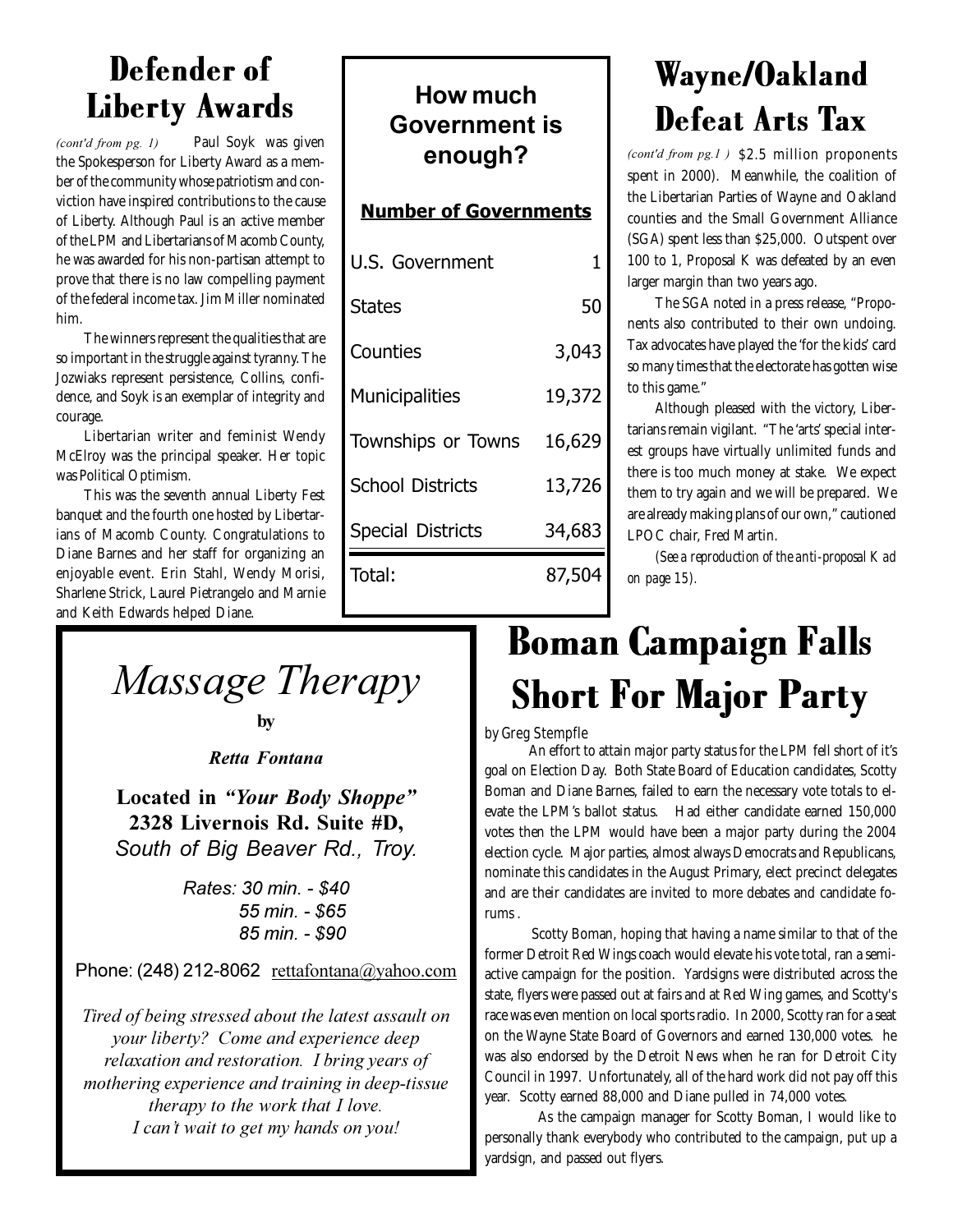## Defender of Liberty Awards

*(cont'd from pg. 1)* Paul Soyk was given the Spokesperson for Liberty Award as a member of the community whose patriotism and conviction have inspired contributions to the cause of Liberty. Although Paul is an active member of the LPM and Libertarians of Macomb County, he was awarded for his non-partisan attempt to prove that there is no law compelling payment of the federal income tax. Jim Miller nominated him.

The winners represent the qualities that are so important in the struggle against tyranny. The Jozwiaks represent persistence, Collins, confidence, and Soyk is an exemplar of integrity and courage.

Libertarian writer and feminist Wendy McElroy was the principal speaker. Her topic was Political Optimism.

This was the seventh annual Liberty Fest banquet and the fourth one hosted by Libertarians of Macomb County. Congratulations to Diane Barnes and her staff for organizing an enjoyable event. Erin Stahl, Wendy Morisi, Sharlene Strick, Laurel Pietrangelo and Marnie and Keith Edwards helped Diane.

## How much Government is enough?

| Number of Governments | |
|---|---|
| U.S. Government | 1 |
| States | 50 |
| Counties | 3,043 |
| Municipalities | 19,372 |
| Townships or Towns | 16,629 |
| School Districts | 13,726 |
| Special Districts | 34,683 |
| Total: | 87,504 |

## Wayne/Oakland Defeat Arts Tax

*(cont'd from pg.1 )* $2.5 million proponents spent in 2000). Meanwhile, the coalition of the Libertarian Parties of Wayne and Oakland counties and the Small Government Alliance (SGA) spent less than $25,000. Outspent over 100 to 1, Proposal K was defeated by an even larger margin than two years ago.

The SGA noted in a press release, "Proponents also contributed to their own undoing. Tax advocates have played the 'for the kids' card so many times that the electorate has gotten wise to this game."

Although pleased with the victory, Libertarians remain vigilant. "The 'arts' special interest groups have virtually unlimited funds and there is too much money at stake. We expect them to try again and we will be prepared. We are already making plans of our own," cautioned LPOC chair, Fred Martin.

*(See a reproduction of the anti-proposal K ad on page 15).*

---

# *Massage Therapy*

**by**

***Retta Fontana***

**Located in *"Your Body Shoppe"***
**2328 Livernois Rd. Suite #D,**
*South of Big Beaver Rd., Troy.*

*Rates: 30 min. - $40*
*55 min. - $65*
*85 min. - $90*

Phone: (248) 212-8062 rettafontana@yahoo.com

*Tired of being stressed about the latest assault on your liberty? Come and experience deep relaxation and restoration. I bring years of mothering experience and training in deep-tissue therapy to the work that I love.*
*I can't wait to get my hands on you!*

---

## Boman Campaign Falls Short For Major Party

*by Greg Stempfle*

An effort to attain major party status for the LPM fell short of it's goal on Election Day. Both State Board of Education candidates, Scotty Boman and Diane Barnes, failed to earn the necessary vote totals to elevate the LPM's ballot status. Had either candidate earned 150,000 votes then the LPM would have been a major party during the 2004 election cycle. Major parties, almost always Democrats and Republicans, nominate this candidates in the August Primary, elect precinct delegates and are their candidates are invited to more debates and candidate forums .

Scotty Boman, hoping that having a name similar to that of the former Detroit Red Wings coach would elevate his vote total, ran a semi-active campaign for the position. Yardsigns were distributed across the state, flyers were passed out at fairs and at Red Wing games, and Scotty's race was even mention on local sports radio. In 2000, Scotty ran for a seat on the Wayne State Board of Governors and earned 130,000 votes. he was also endorsed by the Detroit News when he ran for Detroit City Council in 1997. Unfortunately, all of the hard work did not pay off this year. Scotty earned 88,000 and Diane pulled in 74,000 votes.

As the campaign manager for Scotty Boman, I would like to personally thank everybody who contributed to the campaign, put up a yardsign, and passed out flyers.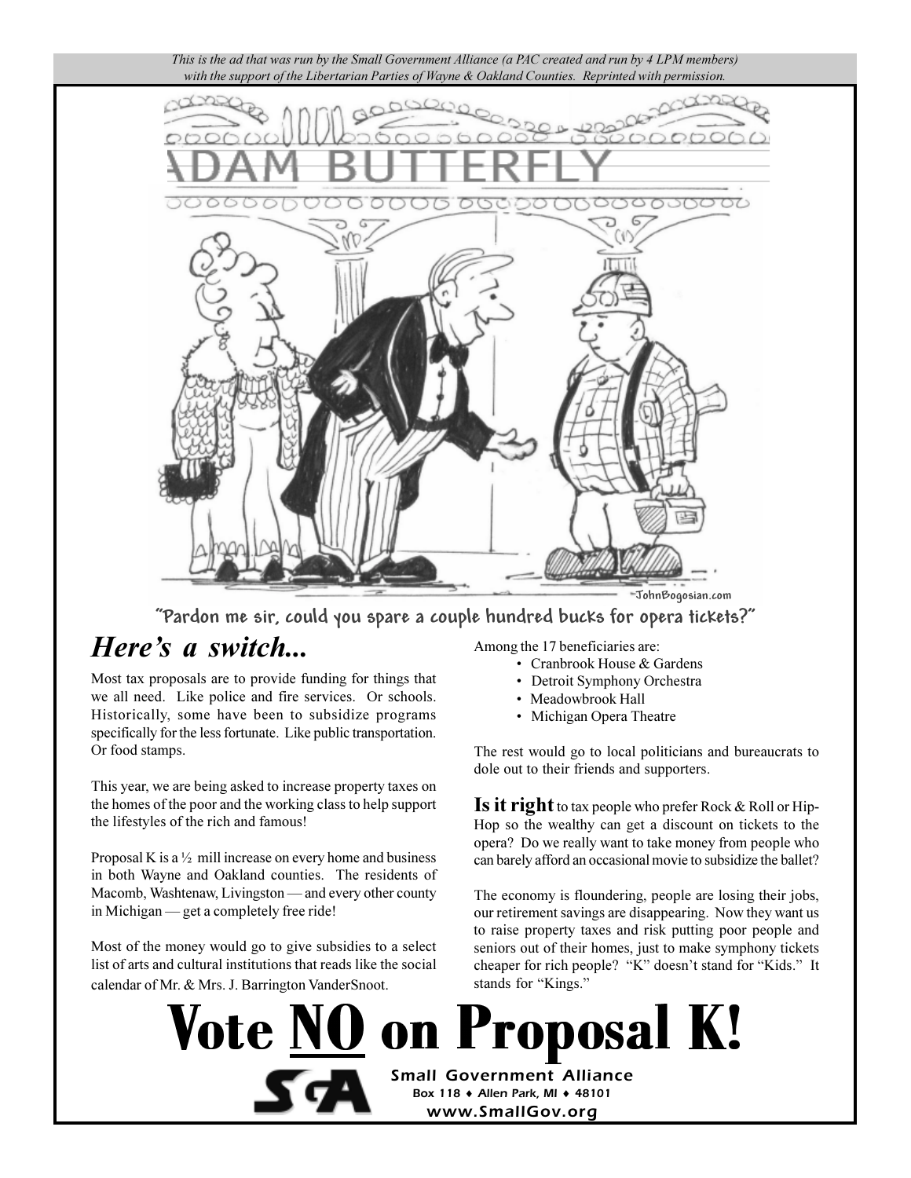*This is the ad that was run by the Small Government Alliance (a PAC created and run by 4 LPM members) with the support of the Libertarian Parties of Wayne & Oakland Counties. Reprinted with permission.*

"Pardon me sir, could you spare a couple hundred bucks for opera tickets?"

## *Here's a switch...*

Most tax proposals are to provide funding for things that we all need. Like police and fire services. Or schools. Historically, some have been to subsidize programs specifically for the less fortunate. Like public transportation. Or food stamps.

This year, we are being asked to increase property taxes on the homes of the poor and the working class to help support the lifestyles of the rich and famous!

Proposal K is a ½ mill increase on every home and business in both Wayne and Oakland counties. The residents of Macomb, Washtenaw, Livingston — and every other county in Michigan — get a completely free ride!

Most of the money would go to give subsidies to a select list of arts and cultural institutions that reads like the social calendar of Mr. & Mrs. J. Barrington VanderSnoot.

Among the 17 beneficiaries are:

- Cranbrook House & Gardens
- Detroit Symphony Orchestra
- Meadowbrook Hall
- Michigan Opera Theatre

The rest would go to local politicians and bureaucrats to dole out to their friends and supporters.

**Is it right** to tax people who prefer Rock & Roll or Hip-Hop so the wealthy can get a discount on tickets to the opera? Do we really want to take money from people who can barely afford an occasional movie to subsidize the ballet?

The economy is floundering, people are losing their jobs, our retirement savings are disappearing. Now they want us to raise property taxes and risk putting poor people and seniors out of their homes, just to make symphony tickets cheaper for rich people? "K" doesn't stand for "Kids." It stands for "Kings."

# Vote NO on Proposal K!

Small Government Alliance
Box 118 ♦ Allen Park, MI ♦ 48101
www.SmallGov.org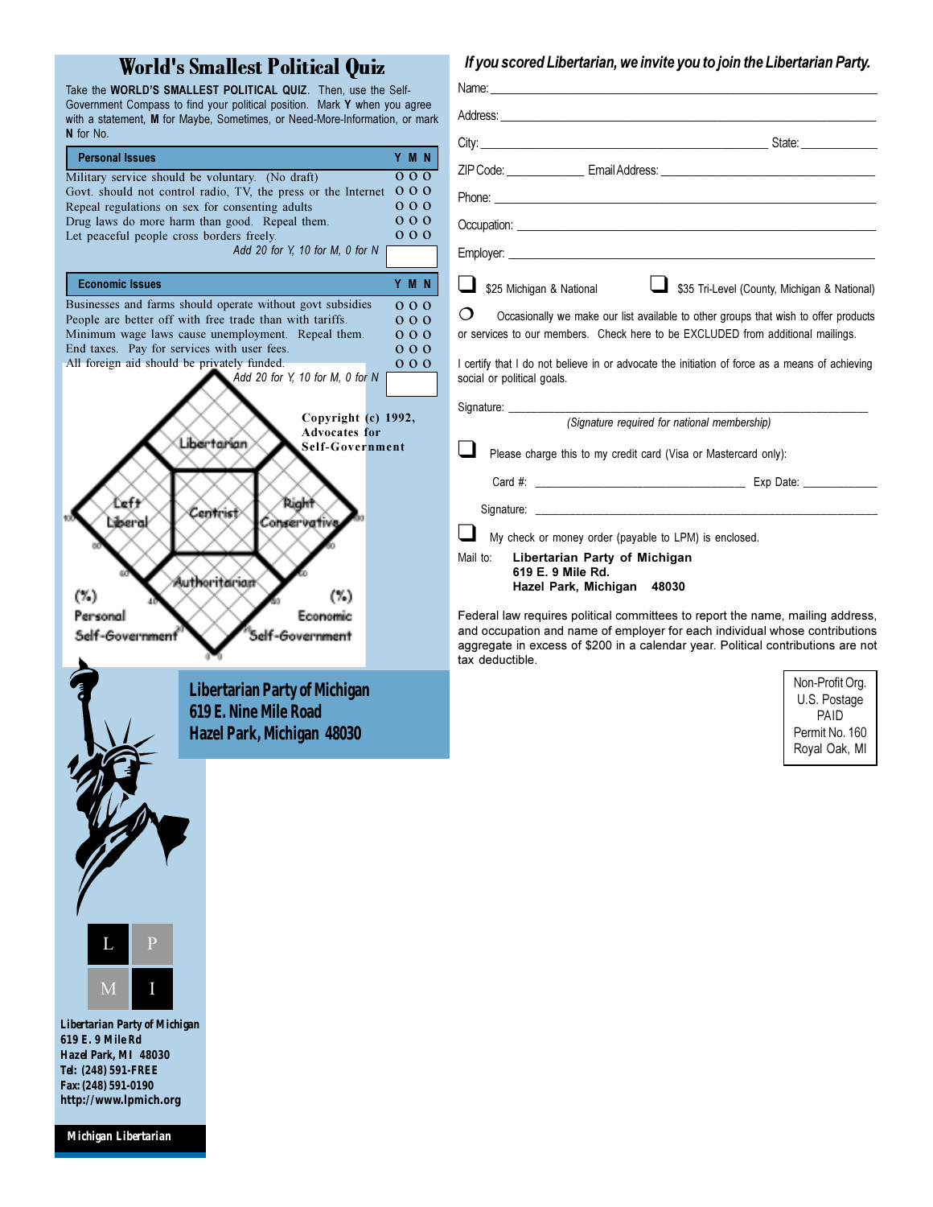# World's Smallest Political Quiz

Take the **WORLD'S SMALLEST POLITICAL QUIZ**. Then, use the Self-Government Compass to find your political position. Mark **Y** when you agree with a statement, **M** for Maybe, Sometimes, or Need-More-Information, or mark **N** for No.

| Personal Issues | Y | M | N |
|---|---|---|---|
| Military service should be voluntary. (No draft) | O | O | O |
| Govt. should not control radio, TV, the press or the Internet | O | O | O |
| Repeal regulations on sex for consenting adults | O | O | O |
| Drug laws do more harm than good. Repeal them. | O | O | O |
| Let peaceful people cross borders freely. | O | O | O |

*Add 20 for Y, 10 for M, 0 for N*

| Economic Issues | Y | M | N |
|---|---|---|---|
| Businesses and farms should operate without govt subsidies | O | O | O |
| People are better off with free trade than with tariffs. | O | O | O |
| Minimum wage laws cause unemployment. Repeal them. | O | O | O |
| End taxes. Pay for services with user fees. | O | O | O |
| All foreign aid should be privately funded. | O | O | O |

*Add 20 for Y, 10 for M, 0 for N*

Libertarian
Left Liberal
Centrist
Right Conservative
Authoritarian
(%) Personal Self-Government
(%) Economic Self-Government

Copyright (c) 1992, Advocates for Self-Government

**Libertarian Party of Michigan**
**619 E. Nine Mile Road**
**Hazel Park, Michigan 48030**

L P M I

**Libertarian Party of Michigan**
**619 E. 9 Mile Rd**
**Hazel Park, MI 48030**
**Tel: (248) 591-FREE**
**Fax: (248) 591-0190**
**http://www.lpmich.org**

**Michigan Libertarian**

## *If you scored Libertarian, we invite you to join the Libertarian Party.*

Name: ______________________________

Address: ______________________________

City: ______________________________ State: __________

ZIP Code: __________ Email Address: ______________________________

Phone: ______________________________

Occupation: ______________________________

Employer: ______________________________

❑ $25 Michigan & National ❑ $35 Tri-Level (County, Michigan & National)

❍ Occasionally we make our list available to other groups that wish to offer products or services to our members. Check here to be EXCLUDED from additional mailings.

I certify that I do not believe in or advocate the initiation of force as a means of achieving social or political goals.

Signature: ______________________________

*(Signature required for national membership)*

❑ Please charge this to my credit card (Visa or Mastercard only):

Card #: ______________________________ Exp Date: __________

Signature: ______________________________

❑ My check or money order (payable to LPM) is enclosed.

Mail to: **Libertarian Party of Michigan**
**619 E. 9 Mile Rd.**
**Hazel Park, Michigan 48030**

Federal law requires political committees to report the name, mailing address, and occupation and name of employer for each individual whose contributions aggregate in excess of $200 in a calendar year. Political contributions are not tax deductible.

Non-Profit Org.
U.S. Postage
PAID
Permit No. 160
Royal Oak, MI